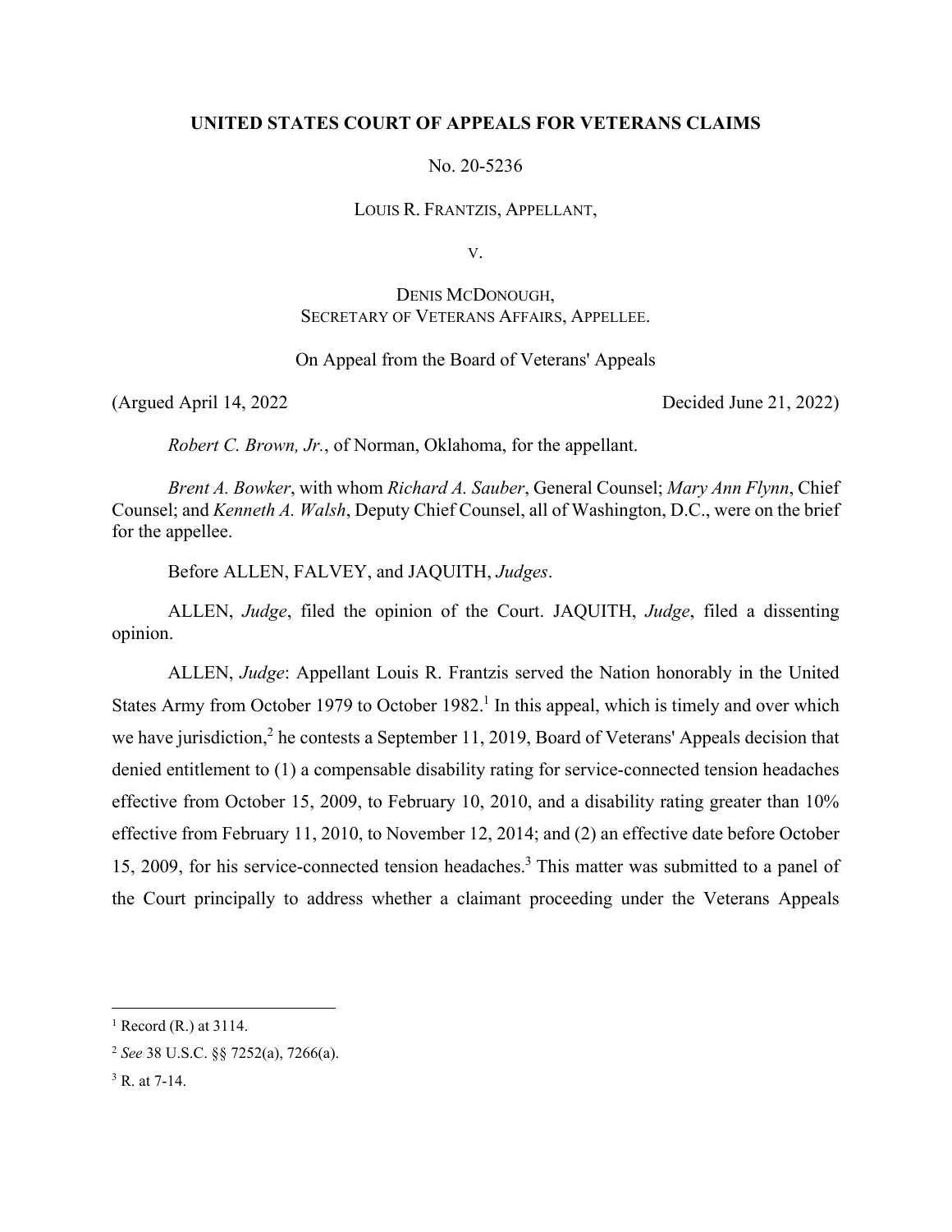**UNITED STATES COURT OF APPEALS FOR VETERANS CLAIMS**

No. 20-5236

LOUIS R. FRANTZIS, APPELLANT,

V.

DENIS MCDONOUGH,
SECRETARY OF VETERANS AFFAIRS, APPELLEE.

On Appeal from the Board of Veterans' Appeals

(Argued April 14, 2022 Decided June 21, 2022)

*Robert C. Brown, Jr.*, of Norman, Oklahoma, for the appellant.

*Brent A. Bowker*, with whom *Richard A. Sauber*, General Counsel; *Mary Ann Flynn*, Chief Counsel; and *Kenneth A. Walsh*, Deputy Chief Counsel, all of Washington, D.C., were on the brief for the appellee.

Before ALLEN, FALVEY, and JAQUITH, *Judges*.

ALLEN, *Judge*, filed the opinion of the Court. JAQUITH, *Judge*, filed a dissenting opinion.

ALLEN, *Judge*: Appellant Louis R. Frantzis served the Nation honorably in the United States Army from October 1979 to October 1982.[1] In this appeal, which is timely and over which we have jurisdiction,[2] he contests a September 11, 2019, Board of Veterans' Appeals decision that denied entitlement to (1) a compensable disability rating for service-connected tension headaches effective from October 15, 2009, to February 10, 2010, and a disability rating greater than 10% effective from February 11, 2010, to November 12, 2014; and (2) an effective date before October 15, 2009, for his service-connected tension headaches.[3] This matter was submitted to a panel of the Court principally to address whether a claimant proceeding under the Veterans Appeals

---

[1] Record (R.) at 3114.

[2] *See* 38 U.S.C. §§ 7252(a), 7266(a).

[3] R. at 7-14.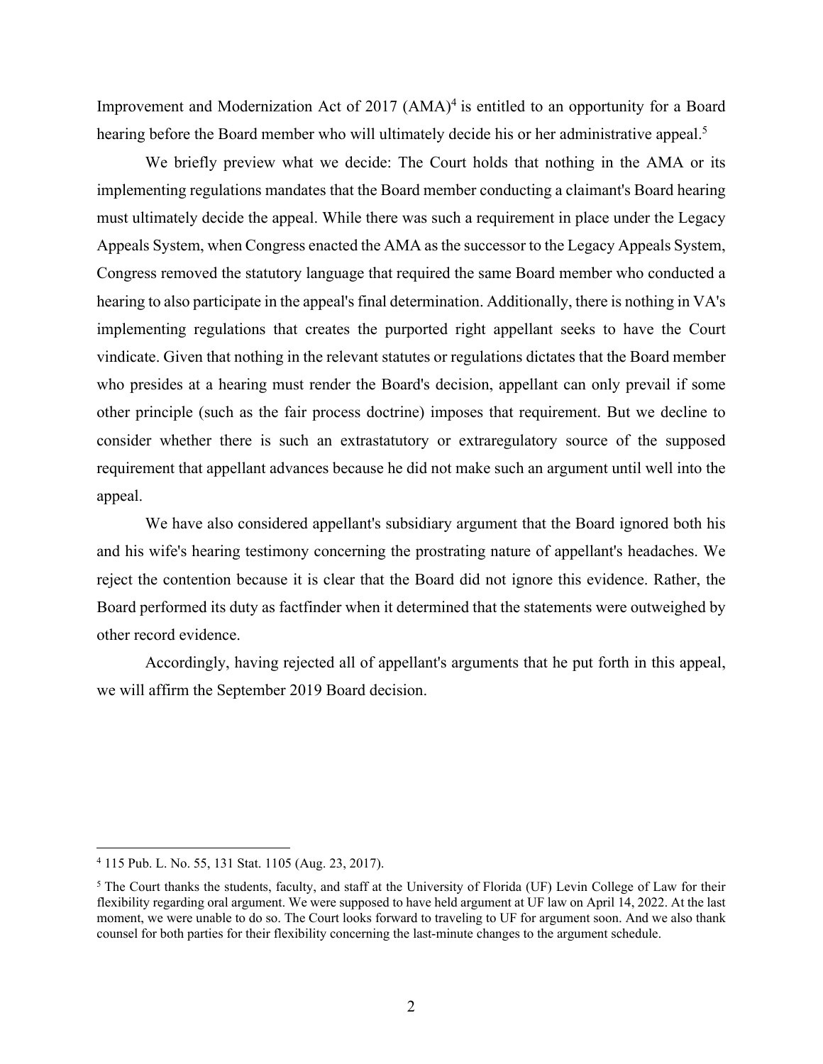Improvement and Modernization Act of 2017 (AMA)[4] is entitled to an opportunity for a Board hearing before the Board member who will ultimately decide his or her administrative appeal.[5]

We briefly preview what we decide: The Court holds that nothing in the AMA or its implementing regulations mandates that the Board member conducting a claimant's Board hearing must ultimately decide the appeal. While there was such a requirement in place under the Legacy Appeals System, when Congress enacted the AMA as the successor to the Legacy Appeals System, Congress removed the statutory language that required the same Board member who conducted a hearing to also participate in the appeal's final determination. Additionally, there is nothing in VA's implementing regulations that creates the purported right appellant seeks to have the Court vindicate. Given that nothing in the relevant statutes or regulations dictates that the Board member who presides at a hearing must render the Board's decision, appellant can only prevail if some other principle (such as the fair process doctrine) imposes that requirement. But we decline to consider whether there is such an extrastatutory or extraregulatory source of the supposed requirement that appellant advances because he did not make such an argument until well into the appeal.

We have also considered appellant's subsidiary argument that the Board ignored both his and his wife's hearing testimony concerning the prostrating nature of appellant's headaches. We reject the contention because it is clear that the Board did not ignore this evidence. Rather, the Board performed its duty as factfinder when it determined that the statements were outweighed by other record evidence.

Accordingly, having rejected all of appellant's arguments that he put forth in this appeal, we will affirm the September 2019 Board decision.

---

[4] 115 Pub. L. No. 55, 131 Stat. 1105 (Aug. 23, 2017).

[5] The Court thanks the students, faculty, and staff at the University of Florida (UF) Levin College of Law for their flexibility regarding oral argument. We were supposed to have held argument at UF law on April 14, 2022. At the last moment, we were unable to do so. The Court looks forward to traveling to UF for argument soon. And we also thank counsel for both parties for their flexibility concerning the last-minute changes to the argument schedule.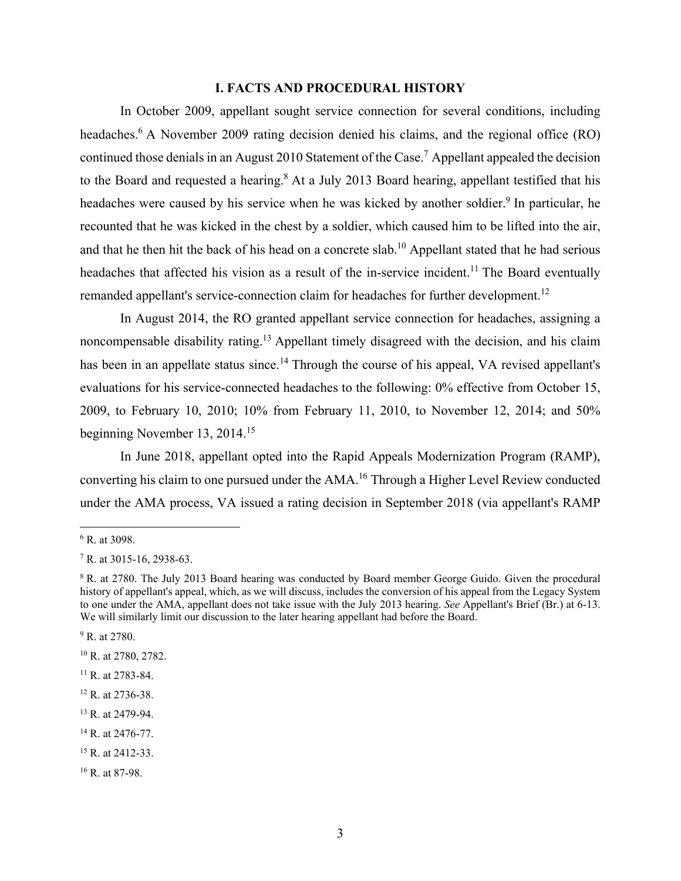## I. FACTS AND PROCEDURAL HISTORY

In October 2009, appellant sought service connection for several conditions, including headaches.[6] A November 2009 rating decision denied his claims, and the regional office (RO) continued those denials in an August 2010 Statement of the Case.[7] Appellant appealed the decision to the Board and requested a hearing.[8] At a July 2013 Board hearing, appellant testified that his headaches were caused by his service when he was kicked by another soldier.[9] In particular, he recounted that he was kicked in the chest by a soldier, which caused him to be lifted into the air, and that he then hit the back of his head on a concrete slab.[10] Appellant stated that he had serious headaches that affected his vision as a result of the in-service incident.[11] The Board eventually remanded appellant's service-connection claim for headaches for further development.[12]

In August 2014, the RO granted appellant service connection for headaches, assigning a noncompensable disability rating.[13] Appellant timely disagreed with the decision, and his claim has been in an appellate status since.[14] Through the course of his appeal, VA revised appellant's evaluations for his service-connected headaches to the following: 0% effective from October 15, 2009, to February 10, 2010; 10% from February 11, 2010, to November 12, 2014; and 50% beginning November 13, 2014.[15]

In June 2018, appellant opted into the Rapid Appeals Modernization Program (RAMP), converting his claim to one pursued under the AMA.[16] Through a Higher Level Review conducted under the AMA process, VA issued a rating decision in September 2018 (via appellant's RAMP

---

[6] R. at 3098.

[7] R. at 3015-16, 2938-63.

[8] R. at 2780. The July 2013 Board hearing was conducted by Board member George Guido. Given the procedural history of appellant's appeal, which, as we will discuss, includes the conversion of his appeal from the Legacy System to one under the AMA, appellant does not take issue with the July 2013 hearing. *See* Appellant's Brief (Br.) at 6-13. We will similarly limit our discussion to the later hearing appellant had before the Board.

[9] R. at 2780.

[10] R. at 2780, 2782.

[11] R. at 2783-84.

[12] R. at 2736-38.

[13] R. at 2479-94.

[14] R. at 2476-77.

[15] R. at 2412-33.

[16] R. at 87-98.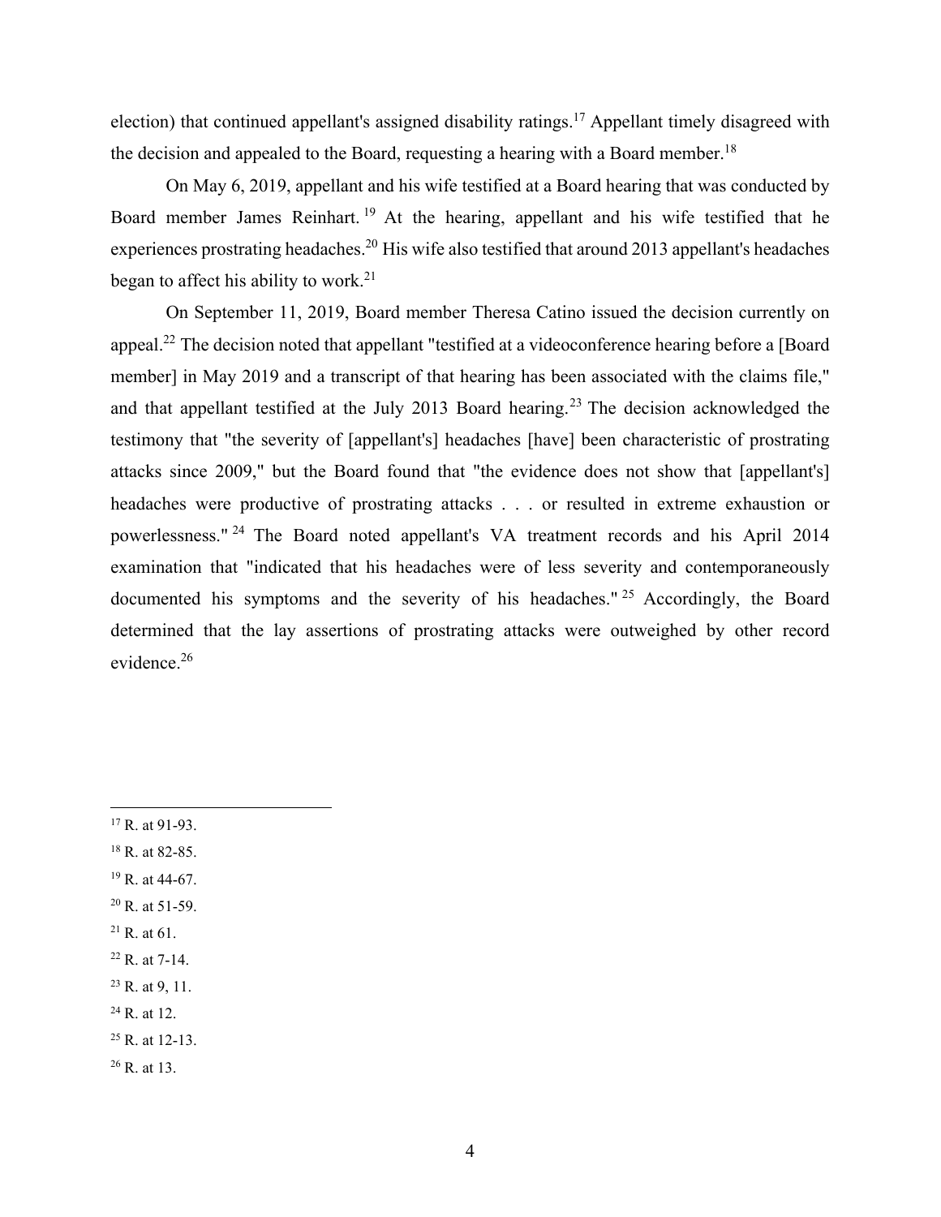election) that continued appellant's assigned disability ratings.[17] Appellant timely disagreed with the decision and appealed to the Board, requesting a hearing with a Board member.[18]

On May 6, 2019, appellant and his wife testified at a Board hearing that was conducted by Board member James Reinhart.[19] At the hearing, appellant and his wife testified that he experiences prostrating headaches.[20] His wife also testified that around 2013 appellant's headaches began to affect his ability to work.[21]

On September 11, 2019, Board member Theresa Catino issued the decision currently on appeal.[22] The decision noted that appellant "testified at a videoconference hearing before a [Board member] in May 2019 and a transcript of that hearing has been associated with the claims file," and that appellant testified at the July 2013 Board hearing.[23] The decision acknowledged the testimony that "the severity of [appellant's] headaches [have] been characteristic of prostrating attacks since 2009," but the Board found that "the evidence does not show that [appellant's] headaches were productive of prostrating attacks . . . or resulted in extreme exhaustion or powerlessness."[24] The Board noted appellant's VA treatment records and his April 2014 examination that "indicated that his headaches were of less severity and contemporaneously documented his symptoms and the severity of his headaches."[25] Accordingly, the Board determined that the lay assertions of prostrating attacks were outweighed by other record evidence.[26]

---

[17] R. at 91-93.

[18] R. at 82-85.

[19] R. at 44-67.

[20] R. at 51-59.

[21] R. at 61.

[22] R. at 7-14.

[23] R. at 9, 11.

[24] R. at 12.

[25] R. at 12-13.

[26] R. at 13.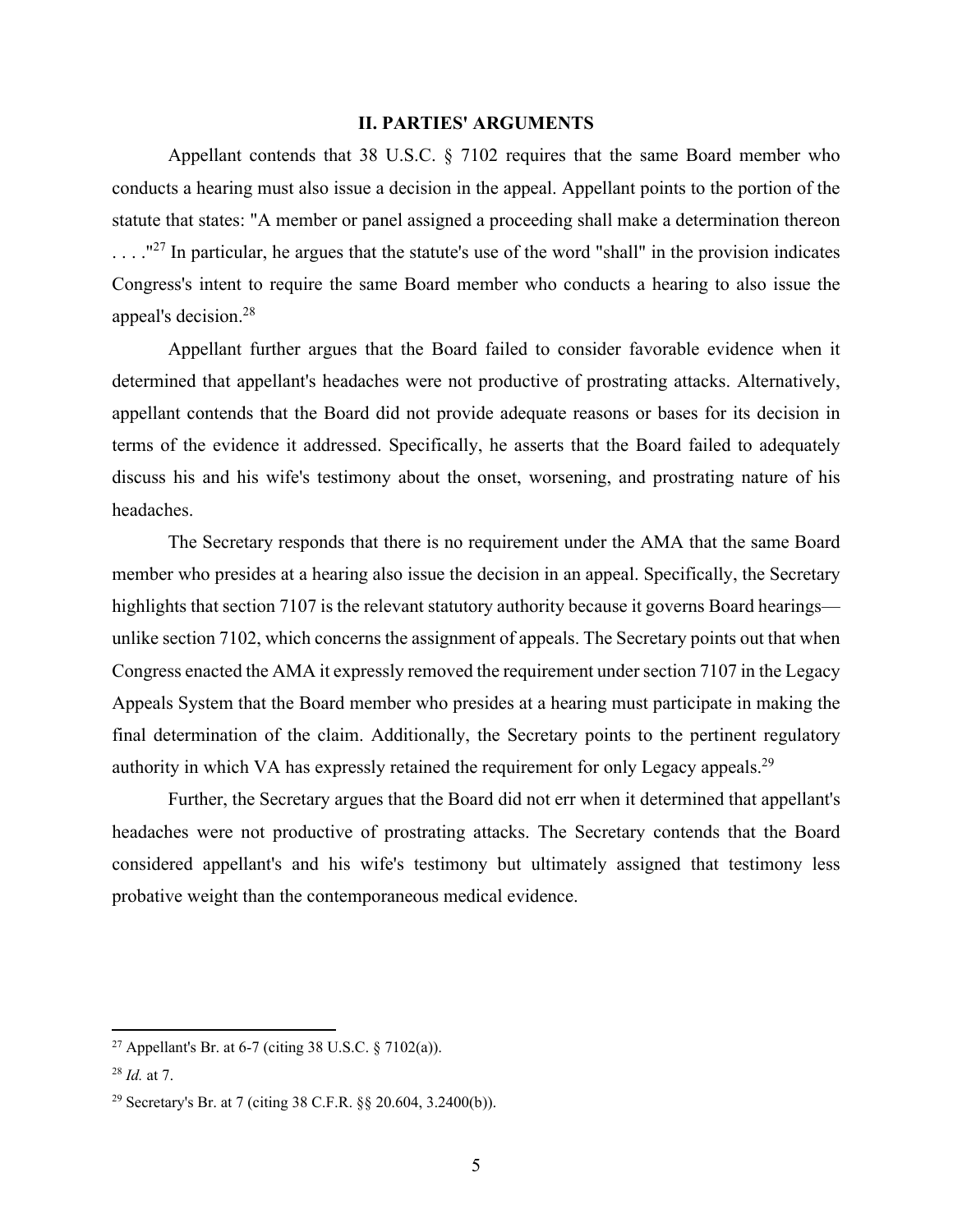## II. PARTIES' ARGUMENTS

Appellant contends that 38 U.S.C. § 7102 requires that the same Board member who conducts a hearing must also issue a decision in the appeal. Appellant points to the portion of the statute that states: "A member or panel assigned a proceeding shall make a determination thereon . . . ."[27] In particular, he argues that the statute's use of the word "shall" in the provision indicates Congress's intent to require the same Board member who conducts a hearing to also issue the appeal's decision.[28]

Appellant further argues that the Board failed to consider favorable evidence when it determined that appellant's headaches were not productive of prostrating attacks. Alternatively, appellant contends that the Board did not provide adequate reasons or bases for its decision in terms of the evidence it addressed. Specifically, he asserts that the Board failed to adequately discuss his and his wife's testimony about the onset, worsening, and prostrating nature of his headaches.

The Secretary responds that there is no requirement under the AMA that the same Board member who presides at a hearing also issue the decision in an appeal. Specifically, the Secretary highlights that section 7107 is the relevant statutory authority because it governs Board hearings—unlike section 7102, which concerns the assignment of appeals. The Secretary points out that when Congress enacted the AMA it expressly removed the requirement under section 7107 in the Legacy Appeals System that the Board member who presides at a hearing must participate in making the final determination of the claim. Additionally, the Secretary points to the pertinent regulatory authority in which VA has expressly retained the requirement for only Legacy appeals.[29]

Further, the Secretary argues that the Board did not err when it determined that appellant's headaches were not productive of prostrating attacks. The Secretary contends that the Board considered appellant's and his wife's testimony but ultimately assigned that testimony less probative weight than the contemporaneous medical evidence.

---

[27] Appellant's Br. at 6-7 (citing 38 U.S.C. § 7102(a)).

[28] *Id.* at 7.

[29] Secretary's Br. at 7 (citing 38 C.F.R. §§ 20.604, 3.2400(b)).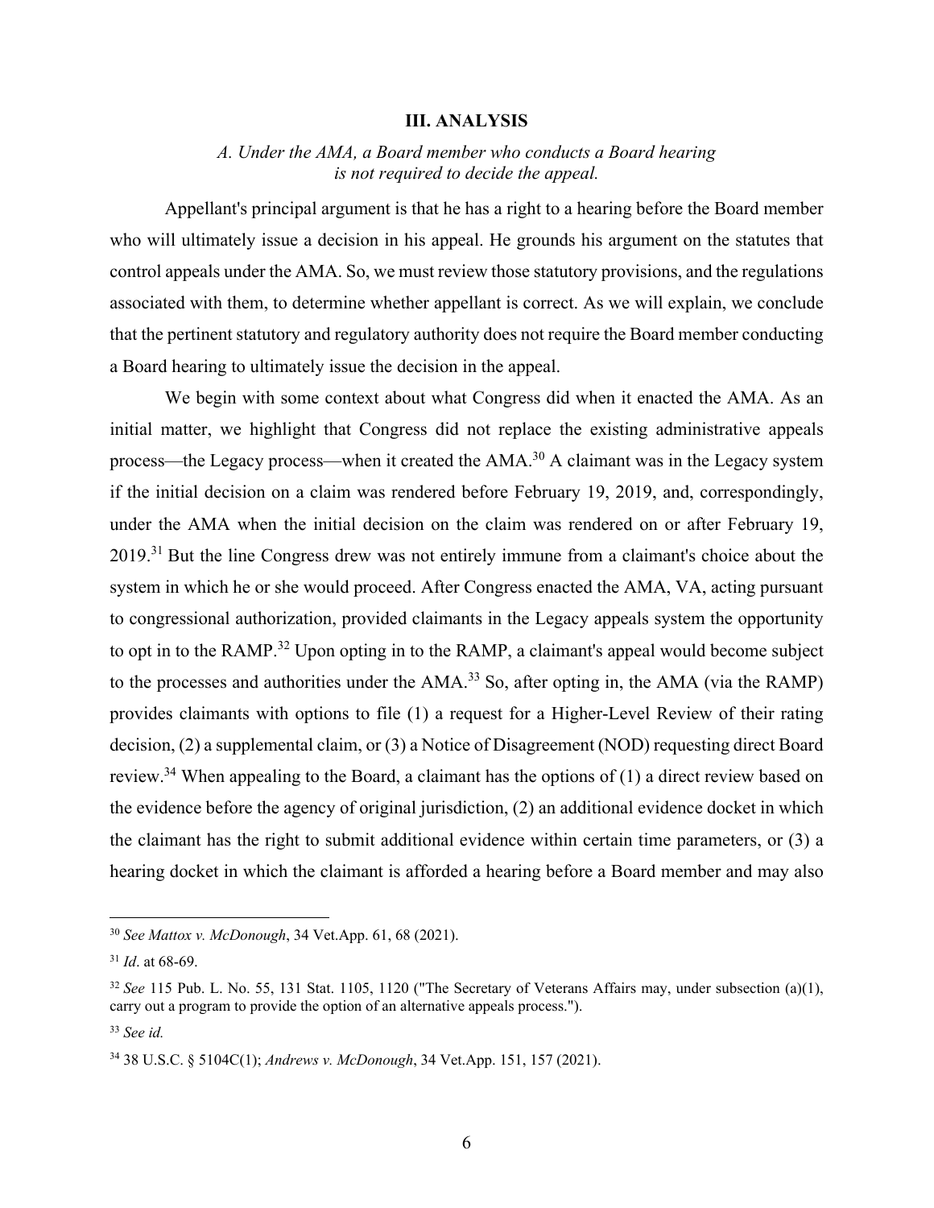## III. ANALYSIS

### *A. Under the AMA, a Board member who conducts a Board hearing is not required to decide the appeal.*

Appellant's principal argument is that he has a right to a hearing before the Board member who will ultimately issue a decision in his appeal. He grounds his argument on the statutes that control appeals under the AMA. So, we must review those statutory provisions, and the regulations associated with them, to determine whether appellant is correct. As we will explain, we conclude that the pertinent statutory and regulatory authority does not require the Board member conducting a Board hearing to ultimately issue the decision in the appeal.

We begin with some context about what Congress did when it enacted the AMA. As an initial matter, we highlight that Congress did not replace the existing administrative appeals process—the Legacy process—when it created the AMA.[30] A claimant was in the Legacy system if the initial decision on a claim was rendered before February 19, 2019, and, correspondingly, under the AMA when the initial decision on the claim was rendered on or after February 19, 2019.[31] But the line Congress drew was not entirely immune from a claimant's choice about the system in which he or she would proceed. After Congress enacted the AMA, VA, acting pursuant to congressional authorization, provided claimants in the Legacy appeals system the opportunity to opt in to the RAMP.[32] Upon opting in to the RAMP, a claimant's appeal would become subject to the processes and authorities under the AMA.[33] So, after opting in, the AMA (via the RAMP) provides claimants with options to file (1) a request for a Higher-Level Review of their rating decision, (2) a supplemental claim, or (3) a Notice of Disagreement (NOD) requesting direct Board review.[34] When appealing to the Board, a claimant has the options of (1) a direct review based on the evidence before the agency of original jurisdiction, (2) an additional evidence docket in which the claimant has the right to submit additional evidence within certain time parameters, or (3) a hearing docket in which the claimant is afforded a hearing before a Board member and may also

---

[30] *See Mattox v. McDonough*, 34 Vet.App. 61, 68 (2021).

[31] *Id*. at 68-69.

[32] *See* 115 Pub. L. No. 55, 131 Stat. 1105, 1120 ("The Secretary of Veterans Affairs may, under subsection (a)(1), carry out a program to provide the option of an alternative appeals process.").

[33] *See id.*

[34] 38 U.S.C. § 5104C(1); *Andrews v. McDonough*, 34 Vet.App. 151, 157 (2021).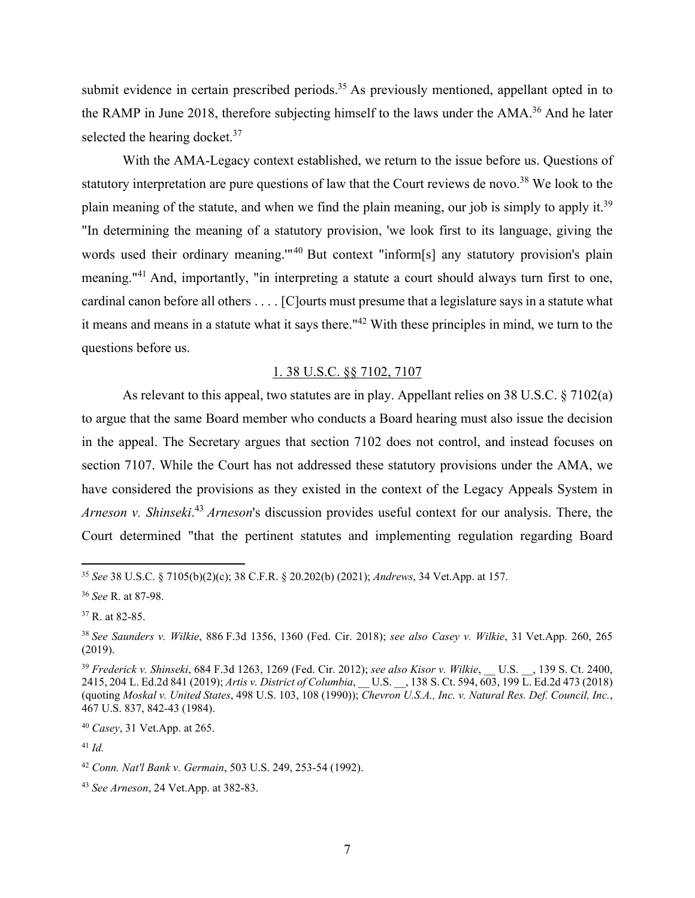submit evidence in certain prescribed periods.[35] As previously mentioned, appellant opted in to the RAMP in June 2018, therefore subjecting himself to the laws under the AMA.[36] And he later selected the hearing docket.[37]

With the AMA-Legacy context established, we return to the issue before us. Questions of statutory interpretation are pure questions of law that the Court reviews de novo.[38] We look to the plain meaning of the statute, and when we find the plain meaning, our job is simply to apply it.[39] "In determining the meaning of a statutory provision, 'we look first to its language, giving the words used their ordinary meaning.'"[40] But context "inform[s] any statutory provision's plain meaning."[41] And, importantly, "in interpreting a statute a court should always turn first to one, cardinal canon before all others . . . . [C]ourts must presume that a legislature says in a statute what it means and means in a statute what it says there."[42] With these principles in mind, we turn to the questions before us.

<u>1. 38 U.S.C. §§ 7102, 7107</u>

As relevant to this appeal, two statutes are in play. Appellant relies on 38 U.S.C. § 7102(a) to argue that the same Board member who conducts a Board hearing must also issue the decision in the appeal. The Secretary argues that section 7102 does not control, and instead focuses on section 7107. While the Court has not addressed these statutory provisions under the AMA, we have considered the provisions as they existed in the context of the Legacy Appeals System in *Arneson v. Shinseki*.[43] *Arneson*'s discussion provides useful context for our analysis. There, the Court determined "that the pertinent statutes and implementing regulation regarding Board

---

[35] *See* 38 U.S.C. § 7105(b)(2)(c); 38 C.F.R. § 20.202(b) (2021); *Andrews*, 34 Vet.App. at 157.

[36] *See* R. at 87-98.

[37] R. at 82-85.

[38] *See Saunders v. Wilkie*, 886 F.3d 1356, 1360 (Fed. Cir. 2018); *see also Casey v. Wilkie*, 31 Vet.App. 260, 265 (2019).

[39] *Frederick v. Shinseki*, 684 F.3d 1263, 1269 (Fed. Cir. 2012); *see also Kisor v. Wilkie*, __ U.S. __, 139 S. Ct. 2400, 2415, 204 L. Ed.2d 841 (2019); *Artis v. District of Columbia*, __ U.S. __, 138 S. Ct. 594, 603, 199 L. Ed.2d 473 (2018) (quoting *Moskal v. United States*, 498 U.S. 103, 108 (1990)); *Chevron U.S.A., Inc. v. Natural Res. Def. Council, Inc.*, 467 U.S. 837, 842-43 (1984).

[40] *Casey*, 31 Vet.App. at 265.

[41] *Id.*

[42] *Conn. Nat'l Bank v. Germain*, 503 U.S. 249, 253-54 (1992).

[43] *See Arneson*, 24 Vet.App. at 382-83.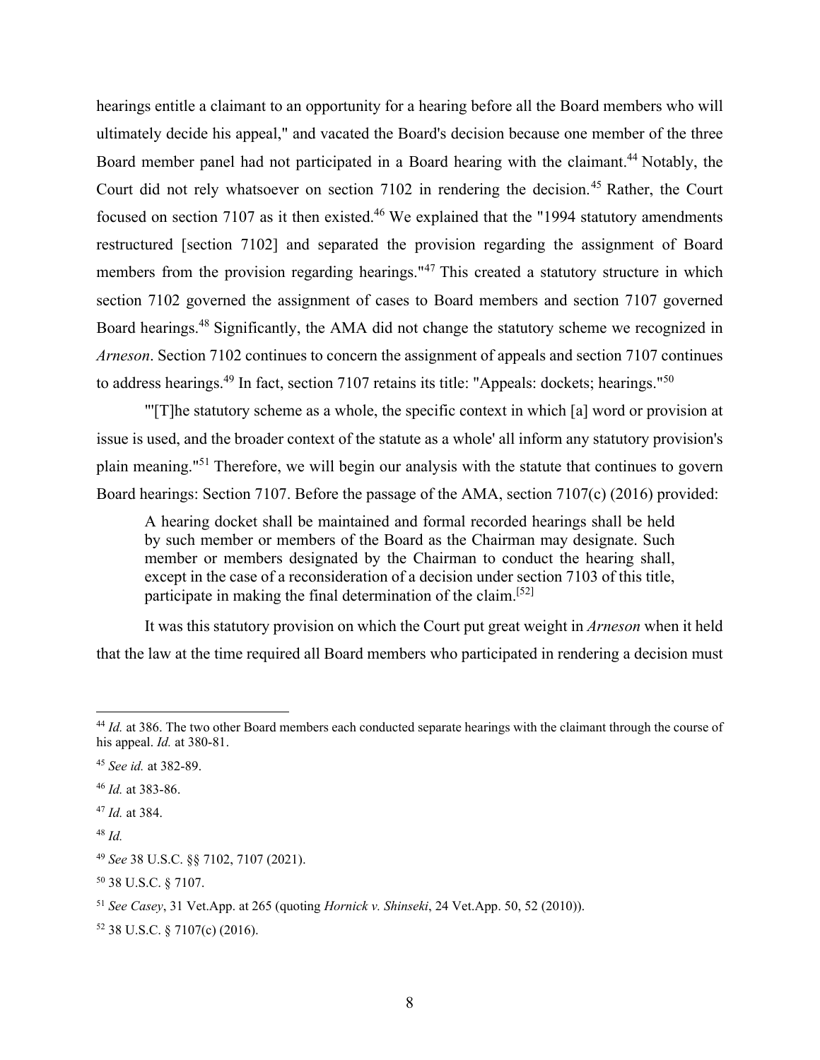hearings entitle a claimant to an opportunity for a hearing before all the Board members who will ultimately decide his appeal," and vacated the Board's decision because one member of the three Board member panel had not participated in a Board hearing with the claimant.[44] Notably, the Court did not rely whatsoever on section 7102 in rendering the decision.[45] Rather, the Court focused on section 7107 as it then existed.[46] We explained that the "1994 statutory amendments restructured [section 7102] and separated the provision regarding the assignment of Board members from the provision regarding hearings."[47] This created a statutory structure in which section 7102 governed the assignment of cases to Board members and section 7107 governed Board hearings.[48] Significantly, the AMA did not change the statutory scheme we recognized in *Arneson*. Section 7102 continues to concern the assignment of appeals and section 7107 continues to address hearings.[49] In fact, section 7107 retains its title: "Appeals: dockets; hearings."[50]

"'[T]he statutory scheme as a whole, the specific context in which [a] word or provision at issue is used, and the broader context of the statute as a whole' all inform any statutory provision's plain meaning."[51] Therefore, we will begin our analysis with the statute that continues to govern Board hearings: Section 7107. Before the passage of the AMA, section 7107(c) (2016) provided:

> A hearing docket shall be maintained and formal recorded hearings shall be held by such member or members of the Board as the Chairman may designate. Such member or members designated by the Chairman to conduct the hearing shall, except in the case of a reconsideration of a decision under section 7103 of this title, participate in making the final determination of the claim.[52]

It was this statutory provision on which the Court put great weight in *Arneson* when it held that the law at the time required all Board members who participated in rendering a decision must

---

[44] *Id.* at 386. The two other Board members each conducted separate hearings with the claimant through the course of his appeal. *Id.* at 380-81.

[45] *See id.* at 382-89.

[46] *Id.* at 383-86.

[47] *Id.* at 384.

[48] *Id.*

[49] *See* 38 U.S.C. §§ 7102, 7107 (2021).

[50] 38 U.S.C. § 7107.

[51] *See Casey*, 31 Vet.App. at 265 (quoting *Hornick v. Shinseki*, 24 Vet.App. 50, 52 (2010)).

[52] 38 U.S.C. § 7107(c) (2016).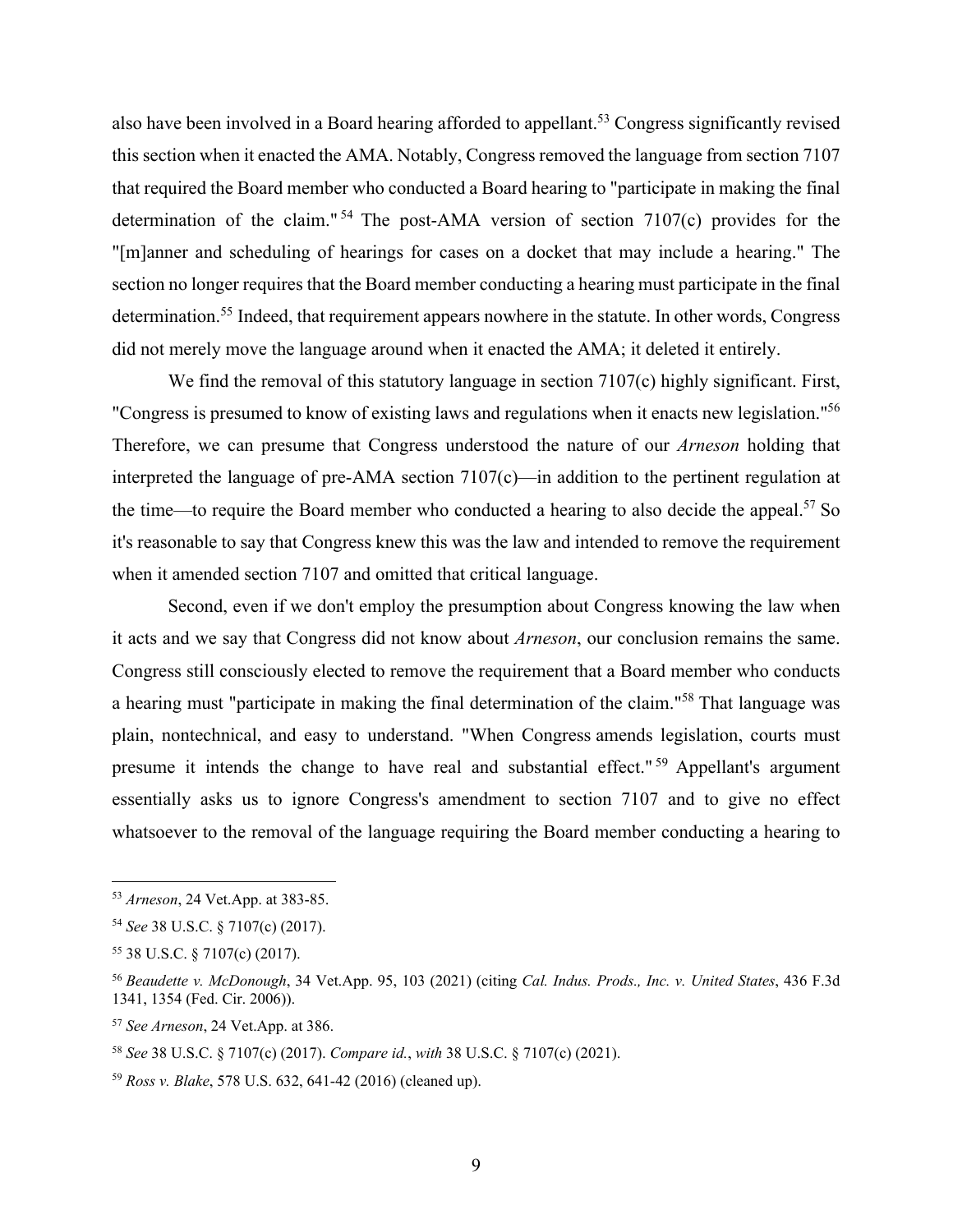also have been involved in a Board hearing afforded to appellant.[53] Congress significantly revised this section when it enacted the AMA. Notably, Congress removed the language from section 7107 that required the Board member who conducted a Board hearing to "participate in making the final determination of the claim."[54] The post-AMA version of section 7107(c) provides for the "[m]anner and scheduling of hearings for cases on a docket that may include a hearing." The section no longer requires that the Board member conducting a hearing must participate in the final determination.[55] Indeed, that requirement appears nowhere in the statute. In other words, Congress did not merely move the language around when it enacted the AMA; it deleted it entirely.

We find the removal of this statutory language in section 7107(c) highly significant. First, "Congress is presumed to know of existing laws and regulations when it enacts new legislation."[56] Therefore, we can presume that Congress understood the nature of our *Arneson* holding that interpreted the language of pre-AMA section 7107(c)—in addition to the pertinent regulation at the time—to require the Board member who conducted a hearing to also decide the appeal.[57] So it's reasonable to say that Congress knew this was the law and intended to remove the requirement when it amended section 7107 and omitted that critical language.

Second, even if we don't employ the presumption about Congress knowing the law when it acts and we say that Congress did not know about *Arneson*, our conclusion remains the same. Congress still consciously elected to remove the requirement that a Board member who conducts a hearing must "participate in making the final determination of the claim."[58] That language was plain, nontechnical, and easy to understand. "When Congress amends legislation, courts must presume it intends the change to have real and substantial effect."[59] Appellant's argument essentially asks us to ignore Congress's amendment to section 7107 and to give no effect whatsoever to the removal of the language requiring the Board member conducting a hearing to

---

[53] *Arneson*, 24 Vet.App. at 383-85.

[54] *See* 38 U.S.C. § 7107(c) (2017).

[55] 38 U.S.C. § 7107(c) (2017).

[56] *Beaudette v. McDonough*, 34 Vet.App. 95, 103 (2021) (citing *Cal. Indus. Prods., Inc. v. United States*, 436 F.3d 1341, 1354 (Fed. Cir. 2006)).

[57] *See Arneson*, 24 Vet.App. at 386.

[58] *See* 38 U.S.C. § 7107(c) (2017). *Compare id.*, *with* 38 U.S.C. § 7107(c) (2021).

[59] *Ross v. Blake*, 578 U.S. 632, 641-42 (2016) (cleaned up).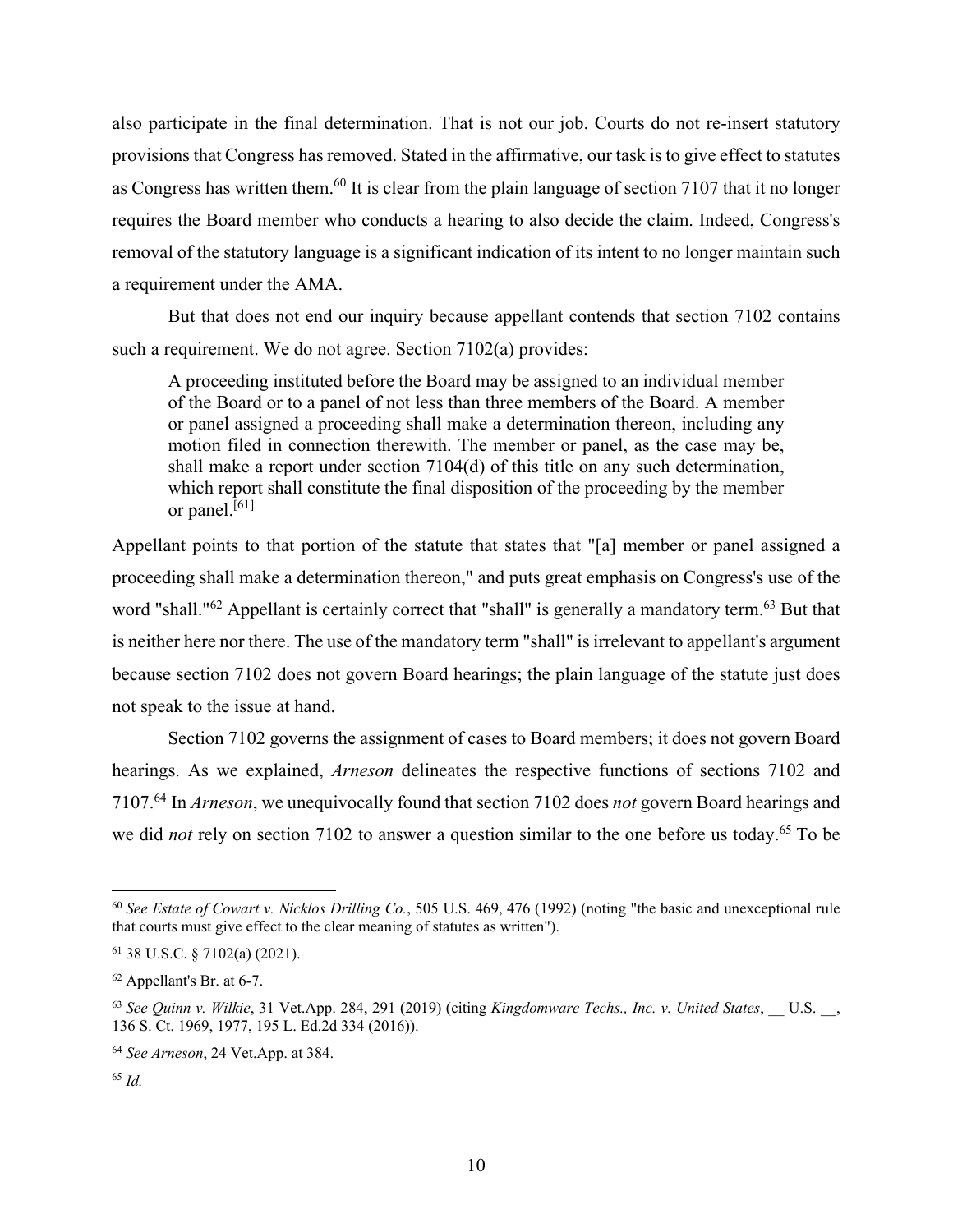also participate in the final determination. That is not our job. Courts do not re-insert statutory provisions that Congress has removed. Stated in the affirmative, our task is to give effect to statutes as Congress has written them.[60] It is clear from the plain language of section 7107 that it no longer requires the Board member who conducts a hearing to also decide the claim. Indeed, Congress's removal of the statutory language is a significant indication of its intent to no longer maintain such a requirement under the AMA.

But that does not end our inquiry because appellant contends that section 7102 contains such a requirement. We do not agree. Section 7102(a) provides:

> A proceeding instituted before the Board may be assigned to an individual member of the Board or to a panel of not less than three members of the Board. A member or panel assigned a proceeding shall make a determination thereon, including any motion filed in connection therewith. The member or panel, as the case may be, shall make a report under section 7104(d) of this title on any such determination, which report shall constitute the final disposition of the proceeding by the member or panel.[61]

Appellant points to that portion of the statute that states that "[a] member or panel assigned a proceeding shall make a determination thereon," and puts great emphasis on Congress's use of the word "shall."[62] Appellant is certainly correct that "shall" is generally a mandatory term.[63] But that is neither here nor there. The use of the mandatory term "shall" is irrelevant to appellant's argument because section 7102 does not govern Board hearings; the plain language of the statute just does not speak to the issue at hand.

Section 7102 governs the assignment of cases to Board members; it does not govern Board hearings. As we explained, *Arneson* delineates the respective functions of sections 7102 and 7107.[64] In *Arneson*, we unequivocally found that section 7102 does *not* govern Board hearings and we did *not* rely on section 7102 to answer a question similar to the one before us today.[65] To be

---

[60] *See Estate of Cowart v. Nicklos Drilling Co.*, 505 U.S. 469, 476 (1992) (noting "the basic and unexceptional rule that courts must give effect to the clear meaning of statutes as written").

[61] 38 U.S.C. § 7102(a) (2021).

[62] Appellant's Br. at 6-7.

[63] *See Quinn v. Wilkie*, 31 Vet.App. 284, 291 (2019) (citing *Kingdomware Techs., Inc. v. United States*, __ U.S. __, 136 S. Ct. 1969, 1977, 195 L. Ed.2d 334 (2016)).

[64] *See Arneson*, 24 Vet.App. at 384.

[65] *Id.*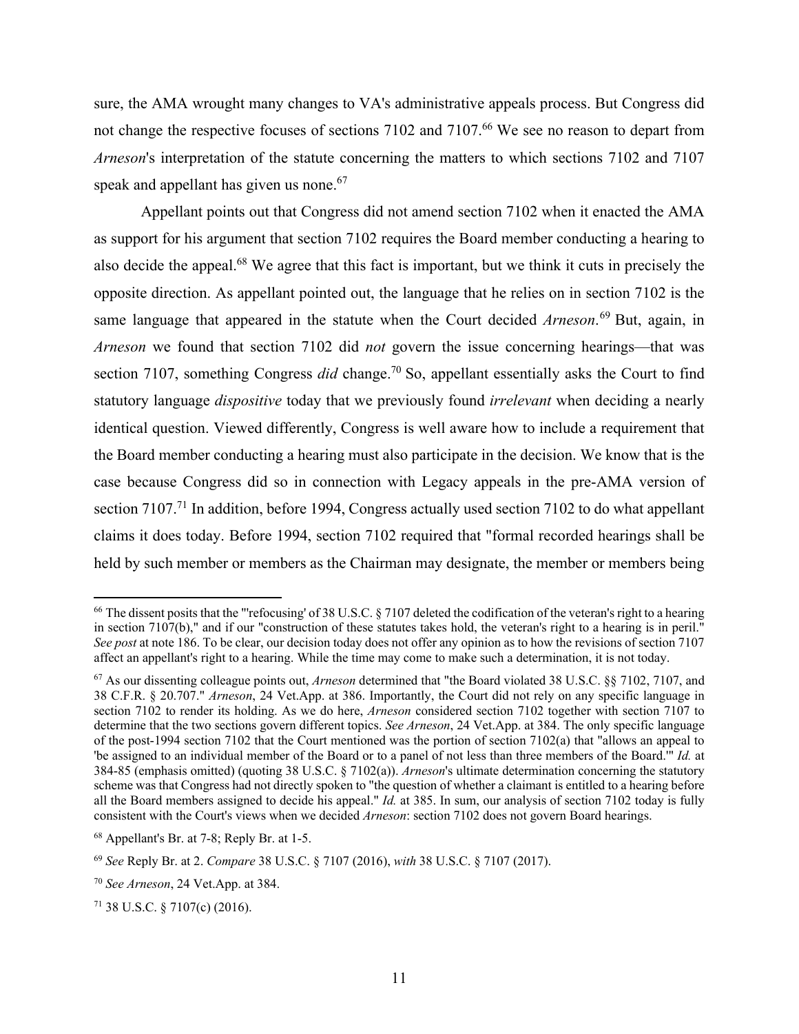sure, the AMA wrought many changes to VA's administrative appeals process. But Congress did not change the respective focuses of sections 7102 and 7107.[66] We see no reason to depart from *Arneson*'s interpretation of the statute concerning the matters to which sections 7102 and 7107 speak and appellant has given us none.[67]

Appellant points out that Congress did not amend section 7102 when it enacted the AMA as support for his argument that section 7102 requires the Board member conducting a hearing to also decide the appeal.[68] We agree that this fact is important, but we think it cuts in precisely the opposite direction. As appellant pointed out, the language that he relies on in section 7102 is the same language that appeared in the statute when the Court decided *Arneson*.[69] But, again, in *Arneson* we found that section 7102 did *not* govern the issue concerning hearings—that was section 7107, something Congress *did* change.[70] So, appellant essentially asks the Court to find statutory language *dispositive* today that we previously found *irrelevant* when deciding a nearly identical question. Viewed differently, Congress is well aware how to include a requirement that the Board member conducting a hearing must also participate in the decision. We know that is the case because Congress did so in connection with Legacy appeals in the pre-AMA version of section 7107.[71] In addition, before 1994, Congress actually used section 7102 to do what appellant claims it does today. Before 1994, section 7102 required that "formal recorded hearings shall be held by such member or members as the Chairman may designate, the member or members being

---

[66] The dissent posits that the "'refocusing' of 38 U.S.C. § 7107 deleted the codification of the veteran's right to a hearing in section 7107(b)," and if our "construction of these statutes takes hold, the veteran's right to a hearing is in peril." *See post* at note 186. To be clear, our decision today does not offer any opinion as to how the revisions of section 7107 affect an appellant's right to a hearing. While the time may come to make such a determination, it is not today.

[67] As our dissenting colleague points out, *Arneson* determined that "the Board violated 38 U.S.C. §§ 7102, 7107, and 38 C.F.R. § 20.707." *Arneson*, 24 Vet.App. at 386. Importantly, the Court did not rely on any specific language in section 7102 to render its holding. As we do here, *Arneson* considered section 7102 together with section 7107 to determine that the two sections govern different topics. *See Arneson*, 24 Vet.App. at 384. The only specific language of the post-1994 section 7102 that the Court mentioned was the portion of section 7102(a) that "allows an appeal to 'be assigned to an individual member of the Board or to a panel of not less than three members of the Board.'" *Id.* at 384-85 (emphasis omitted) (quoting 38 U.S.C. § 7102(a)). *Arneson*'s ultimate determination concerning the statutory scheme was that Congress had not directly spoken to "the question of whether a claimant is entitled to a hearing before all the Board members assigned to decide his appeal." *Id.* at 385. In sum, our analysis of section 7102 today is fully consistent with the Court's views when we decided *Arneson*: section 7102 does not govern Board hearings.

[68] Appellant's Br. at 7-8; Reply Br. at 1-5.

[69] *See* Reply Br. at 2. *Compare* 38 U.S.C. § 7107 (2016), *with* 38 U.S.C. § 7107 (2017).

[70] *See Arneson*, 24 Vet.App. at 384.

[71] 38 U.S.C. § 7107(c) (2016).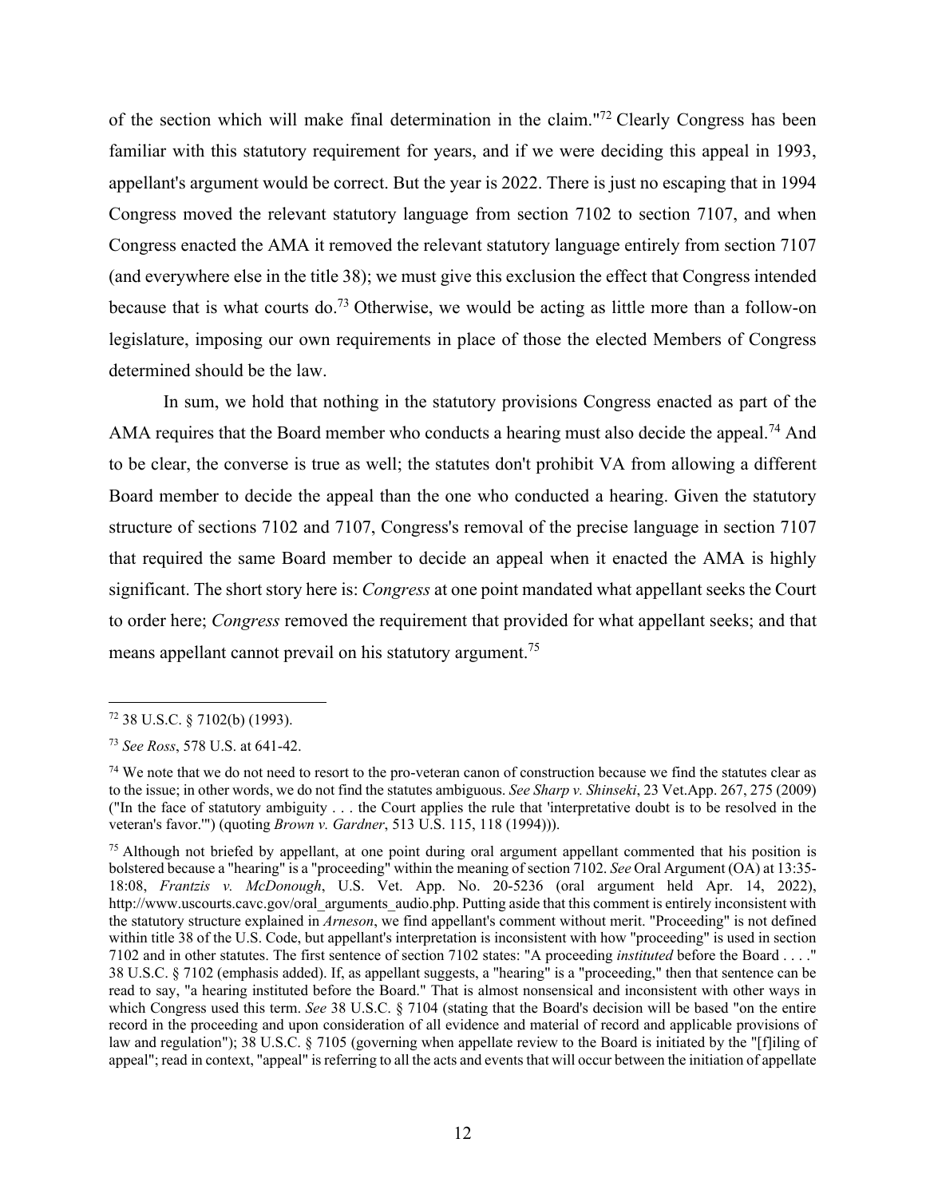of the section which will make final determination in the claim."[72] Clearly Congress has been familiar with this statutory requirement for years, and if we were deciding this appeal in 1993, appellant's argument would be correct. But the year is 2022. There is just no escaping that in 1994 Congress moved the relevant statutory language from section 7102 to section 7107, and when Congress enacted the AMA it removed the relevant statutory language entirely from section 7107 (and everywhere else in the title 38); we must give this exclusion the effect that Congress intended because that is what courts do.[73] Otherwise, we would be acting as little more than a follow-on legislature, imposing our own requirements in place of those the elected Members of Congress determined should be the law.

In sum, we hold that nothing in the statutory provisions Congress enacted as part of the AMA requires that the Board member who conducts a hearing must also decide the appeal.[74] And to be clear, the converse is true as well; the statutes don't prohibit VA from allowing a different Board member to decide the appeal than the one who conducted a hearing. Given the statutory structure of sections 7102 and 7107, Congress's removal of the precise language in section 7107 that required the same Board member to decide an appeal when it enacted the AMA is highly significant. The short story here is: *Congress* at one point mandated what appellant seeks the Court to order here; *Congress* removed the requirement that provided for what appellant seeks; and that means appellant cannot prevail on his statutory argument.[75]

---

[72] 38 U.S.C. § 7102(b) (1993).

[73] *See Ross*, 578 U.S. at 641-42.

[74] We note that we do not need to resort to the pro-veteran canon of construction because we find the statutes clear as to the issue; in other words, we do not find the statutes ambiguous. *See Sharp v. Shinseki*, 23 Vet.App. 267, 275 (2009) ("In the face of statutory ambiguity . . . the Court applies the rule that 'interpretative doubt is to be resolved in the veteran's favor.'") (quoting *Brown v. Gardner*, 513 U.S. 115, 118 (1994))).

[75] Although not briefed by appellant, at one point during oral argument appellant commented that his position is bolstered because a "hearing" is a "proceeding" within the meaning of section 7102. *See* Oral Argument (OA) at 13:35-18:08, *Frantzis v. McDonough*, U.S. Vet. App. No. 20-5236 (oral argument held Apr. 14, 2022), http://www.uscourts.cavc.gov/oral_arguments_audio.php. Putting aside that this comment is entirely inconsistent with the statutory structure explained in *Arneson*, we find appellant's comment without merit. "Proceeding" is not defined within title 38 of the U.S. Code, but appellant's interpretation is inconsistent with how "proceeding" is used in section 7102 and in other statutes. The first sentence of section 7102 states: "A proceeding *instituted* before the Board . . . ." 38 U.S.C. § 7102 (emphasis added). If, as appellant suggests, a "hearing" is a "proceeding," then that sentence can be read to say, "a hearing instituted before the Board." That is almost nonsensical and inconsistent with other ways in which Congress used this term. *See* 38 U.S.C. § 7104 (stating that the Board's decision will be based "on the entire record in the proceeding and upon consideration of all evidence and material of record and applicable provisions of law and regulation"); 38 U.S.C. § 7105 (governing when appellate review to the Board is initiated by the "[f]iling of appeal"; read in context, "appeal" is referring to all the acts and events that will occur between the initiation of appellate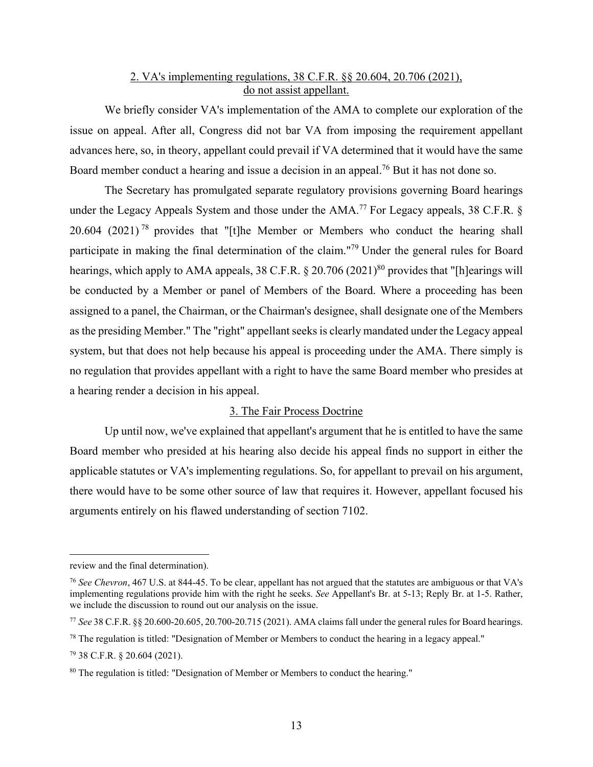## 2. VA's implementing regulations, 38 C.F.R. §§ 20.604, 20.706 (2021), do not assist appellant.

We briefly consider VA's implementation of the AMA to complete our exploration of the issue on appeal. After all, Congress did not bar VA from imposing the requirement appellant advances here, so, in theory, appellant could prevail if VA determined that it would have the same Board member conduct a hearing and issue a decision in an appeal.[76] But it has not done so.

The Secretary has promulgated separate regulatory provisions governing Board hearings under the Legacy Appeals System and those under the AMA.[77] For Legacy appeals, 38 C.F.R. § 20.604 (2021)[78] provides that "[t]he Member or Members who conduct the hearing shall participate in making the final determination of the claim."[79] Under the general rules for Board hearings, which apply to AMA appeals, 38 C.F.R. § 20.706 (2021)[80] provides that "[h]earings will be conducted by a Member or panel of Members of the Board. Where a proceeding has been assigned to a panel, the Chairman, or the Chairman's designee, shall designate one of the Members as the presiding Member." The "right" appellant seeks is clearly mandated under the Legacy appeal system, but that does not help because his appeal is proceeding under the AMA. There simply is no regulation that provides appellant with a right to have the same Board member who presides at a hearing render a decision in his appeal.

## 3. The Fair Process Doctrine

Up until now, we've explained that appellant's argument that he is entitled to have the same Board member who presided at his hearing also decide his appeal finds no support in either the applicable statutes or VA's implementing regulations. So, for appellant to prevail on his argument, there would have to be some other source of law that requires it. However, appellant focused his arguments entirely on his flawed understanding of section 7102.

---

review and the final determination).

[76] *See Chevron*, 467 U.S. at 844-45. To be clear, appellant has not argued that the statutes are ambiguous or that VA's implementing regulations provide him with the right he seeks. *See* Appellant's Br. at 5-13; Reply Br. at 1-5. Rather, we include the discussion to round out our analysis on the issue.

[77] *See* 38 C.F.R. §§ 20.600-20.605, 20.700-20.715 (2021). AMA claims fall under the general rules for Board hearings.

[78] The regulation is titled: "Designation of Member or Members to conduct the hearing in a legacy appeal."

[79] 38 C.F.R. § 20.604 (2021).

[80] The regulation is titled: "Designation of Member or Members to conduct the hearing."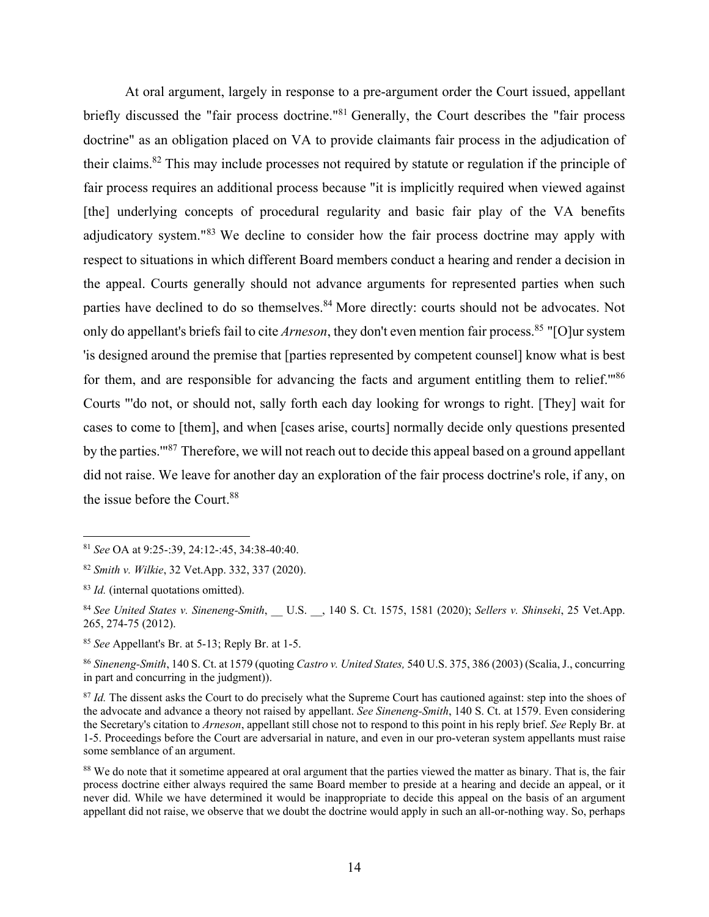At oral argument, largely in response to a pre-argument order the Court issued, appellant briefly discussed the "fair process doctrine."[81] Generally, the Court describes the "fair process doctrine" as an obligation placed on VA to provide claimants fair process in the adjudication of their claims.[82] This may include processes not required by statute or regulation if the principle of fair process requires an additional process because "it is implicitly required when viewed against [the] underlying concepts of procedural regularity and basic fair play of the VA benefits adjudicatory system."[83] We decline to consider how the fair process doctrine may apply with respect to situations in which different Board members conduct a hearing and render a decision in the appeal. Courts generally should not advance arguments for represented parties when such parties have declined to do so themselves.[84] More directly: courts should not be advocates. Not only do appellant's briefs fail to cite *Arneson*, they don't even mention fair process.[85] "[O]ur system 'is designed around the premise that [parties represented by competent counsel] know what is best for them, and are responsible for advancing the facts and argument entitling them to relief.'"[86] Courts "'do not, or should not, sally forth each day looking for wrongs to right. [They] wait for cases to come to [them], and when [cases arise, courts] normally decide only questions presented by the parties.'"[87] Therefore, we will not reach out to decide this appeal based on a ground appellant did not raise. We leave for another day an exploration of the fair process doctrine's role, if any, on the issue before the Court.[88]

---

[81] *See* OA at 9:25-:39, 24:12-:45, 34:38-40:40.

[82] *Smith v. Wilkie*, 32 Vet.App. 332, 337 (2020).

[83] *Id.* (internal quotations omitted).

[84] *See United States v. Sineneng-Smith*, __ U.S. __, 140 S. Ct. 1575, 1581 (2020); *Sellers v. Shinseki*, 25 Vet.App. 265, 274-75 (2012).

[85] *See* Appellant's Br. at 5-13; Reply Br. at 1-5.

[86] *Sineneng-Smith*, 140 S. Ct. at 1579 (quoting *Castro v. United States,* 540 U.S. 375, 386 (2003) (Scalia, J., concurring in part and concurring in the judgment)).

[87] *Id.* The dissent asks the Court to do precisely what the Supreme Court has cautioned against: step into the shoes of the advocate and advance a theory not raised by appellant. *See Sineneng-Smith*, 140 S. Ct. at 1579. Even considering the Secretary's citation to *Arneson*, appellant still chose not to respond to this point in his reply brief. *See* Reply Br. at 1-5. Proceedings before the Court are adversarial in nature, and even in our pro-veteran system appellants must raise some semblance of an argument.

[88] We do note that it sometime appeared at oral argument that the parties viewed the matter as binary. That is, the fair process doctrine either always required the same Board member to preside at a hearing and decide an appeal, or it never did. While we have determined it would be inappropriate to decide this appeal on the basis of an argument appellant did not raise, we observe that we doubt the doctrine would apply in such an all-or-nothing way. So, perhaps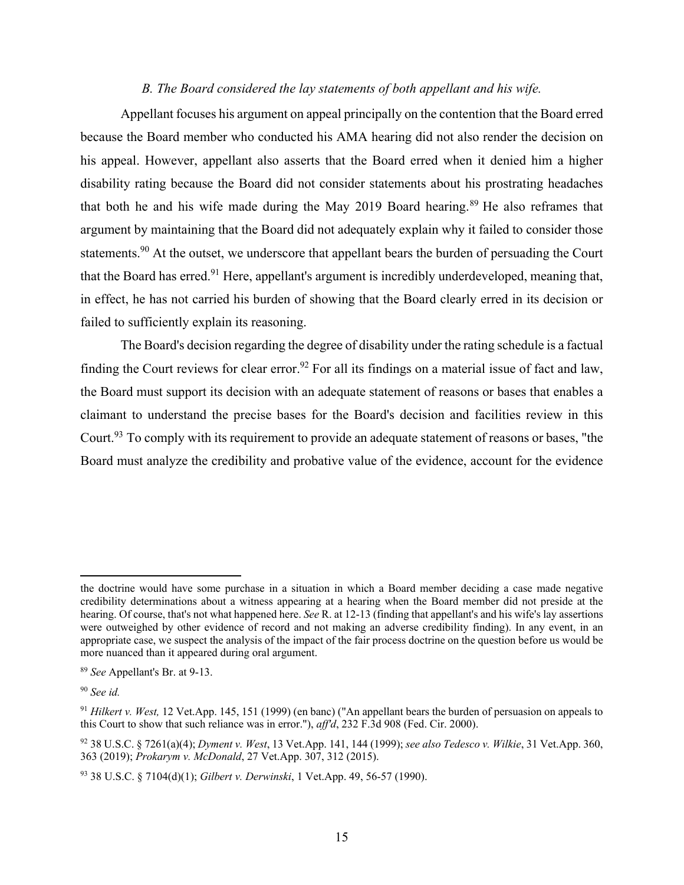*B. The Board considered the lay statements of both appellant and his wife.*

Appellant focuses his argument on appeal principally on the contention that the Board erred because the Board member who conducted his AMA hearing did not also render the decision on his appeal. However, appellant also asserts that the Board erred when it denied him a higher disability rating because the Board did not consider statements about his prostrating headaches that both he and his wife made during the May 2019 Board hearing.[89] He also reframes that argument by maintaining that the Board did not adequately explain why it failed to consider those statements.[90] At the outset, we underscore that appellant bears the burden of persuading the Court that the Board has erred.[91] Here, appellant's argument is incredibly underdeveloped, meaning that, in effect, he has not carried his burden of showing that the Board clearly erred in its decision or failed to sufficiently explain its reasoning.

The Board's decision regarding the degree of disability under the rating schedule is a factual finding the Court reviews for clear error.[92] For all its findings on a material issue of fact and law, the Board must support its decision with an adequate statement of reasons or bases that enables a claimant to understand the precise bases for the Board's decision and facilities review in this Court.[93] To comply with its requirement to provide an adequate statement of reasons or bases, "the Board must analyze the credibility and probative value of the evidence, account for the evidence

---

the doctrine would have some purchase in a situation in which a Board member deciding a case made negative credibility determinations about a witness appearing at a hearing when the Board member did not preside at the hearing. Of course, that's not what happened here. *See* R. at 12-13 (finding that appellant's and his wife's lay assertions were outweighed by other evidence of record and not making an adverse credibility finding). In any event, in an appropriate case, we suspect the analysis of the impact of the fair process doctrine on the question before us would be more nuanced than it appeared during oral argument.

[89] *See* Appellant's Br. at 9-13.

[90] *See id.*

[91] *Hilkert v. West,* 12 Vet.App. 145, 151 (1999) (en banc) ("An appellant bears the burden of persuasion on appeals to this Court to show that such reliance was in error."), *aff'd*, 232 F.3d 908 (Fed. Cir. 2000).

[92] 38 U.S.C. § 7261(a)(4); *Dyment v. West*, 13 Vet.App. 141, 144 (1999); *see also Tedesco v. Wilkie*, 31 Vet.App. 360, 363 (2019); *Prokarym v. McDonald*, 27 Vet.App. 307, 312 (2015).

[93] 38 U.S.C. § 7104(d)(1); *Gilbert v. Derwinski*, 1 Vet.App. 49, 56-57 (1990).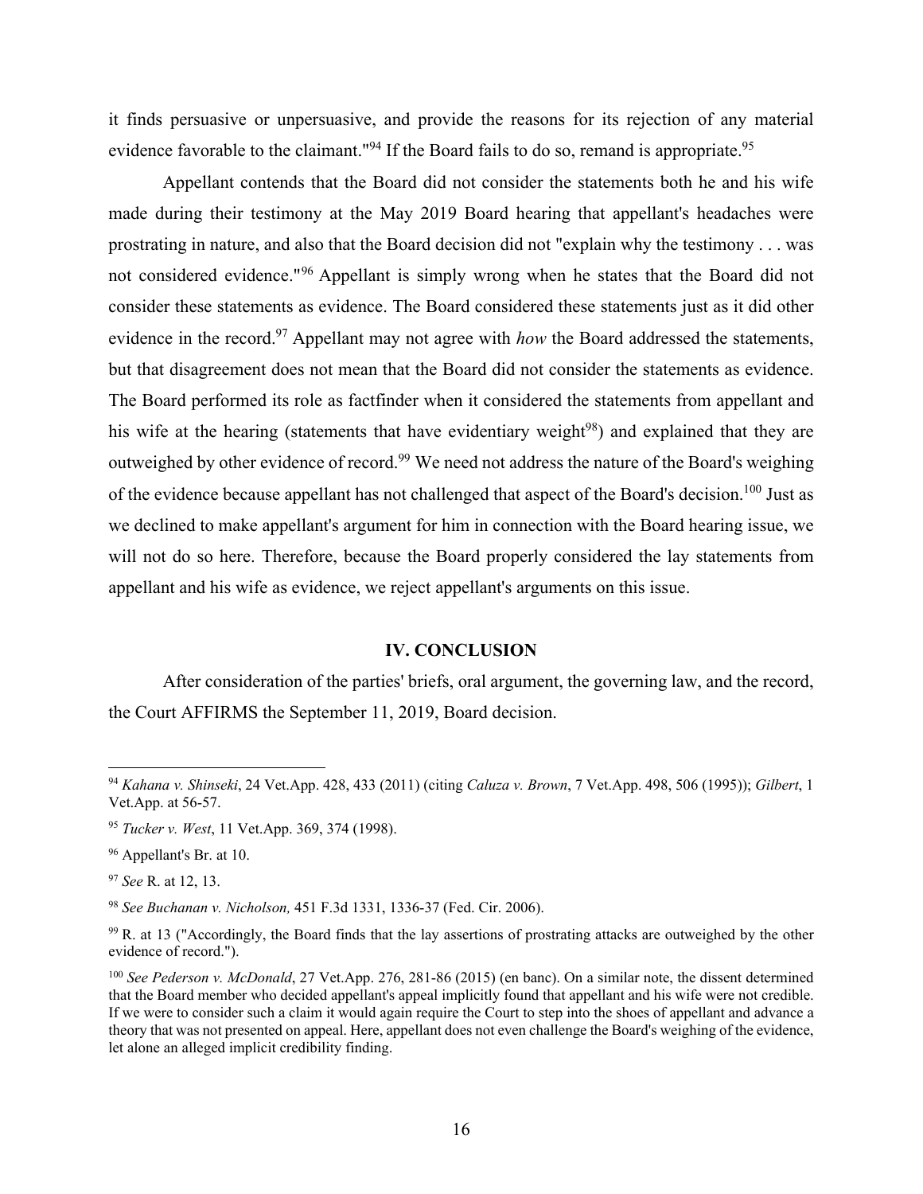it finds persuasive or unpersuasive, and provide the reasons for its rejection of any material evidence favorable to the claimant."[94] If the Board fails to do so, remand is appropriate.[95]

Appellant contends that the Board did not consider the statements both he and his wife made during their testimony at the May 2019 Board hearing that appellant's headaches were prostrating in nature, and also that the Board decision did not "explain why the testimony . . . was not considered evidence."[96] Appellant is simply wrong when he states that the Board did not consider these statements as evidence. The Board considered these statements just as it did other evidence in the record.[97] Appellant may not agree with *how* the Board addressed the statements, but that disagreement does not mean that the Board did not consider the statements as evidence. The Board performed its role as factfinder when it considered the statements from appellant and his wife at the hearing (statements that have evidentiary weight[98]) and explained that they are outweighed by other evidence of record.[99] We need not address the nature of the Board's weighing of the evidence because appellant has not challenged that aspect of the Board's decision.[100] Just as we declined to make appellant's argument for him in connection with the Board hearing issue, we will not do so here. Therefore, because the Board properly considered the lay statements from appellant and his wife as evidence, we reject appellant's arguments on this issue.

## IV. CONCLUSION

After consideration of the parties' briefs, oral argument, the governing law, and the record, the Court AFFIRMS the September 11, 2019, Board decision.

---

[94] *Kahana v. Shinseki*, 24 Vet.App. 428, 433 (2011) (citing *Caluza v. Brown*, 7 Vet.App. 498, 506 (1995)); *Gilbert*, 1 Vet.App. at 56-57.

[95] *Tucker v. West*, 11 Vet.App. 369, 374 (1998).

[96] Appellant's Br. at 10.

[97] *See* R. at 12, 13.

[98] *See Buchanan v. Nicholson,* 451 F.3d 1331, 1336-37 (Fed. Cir. 2006).

[99] R. at 13 ("Accordingly, the Board finds that the lay assertions of prostrating attacks are outweighed by the other evidence of record.").

[100] *See Pederson v. McDonald*, 27 Vet.App. 276, 281-86 (2015) (en banc). On a similar note, the dissent determined that the Board member who decided appellant's appeal implicitly found that appellant and his wife were not credible. If we were to consider such a claim it would again require the Court to step into the shoes of appellant and advance a theory that was not presented on appeal. Here, appellant does not even challenge the Board's weighing of the evidence, let alone an alleged implicit credibility finding.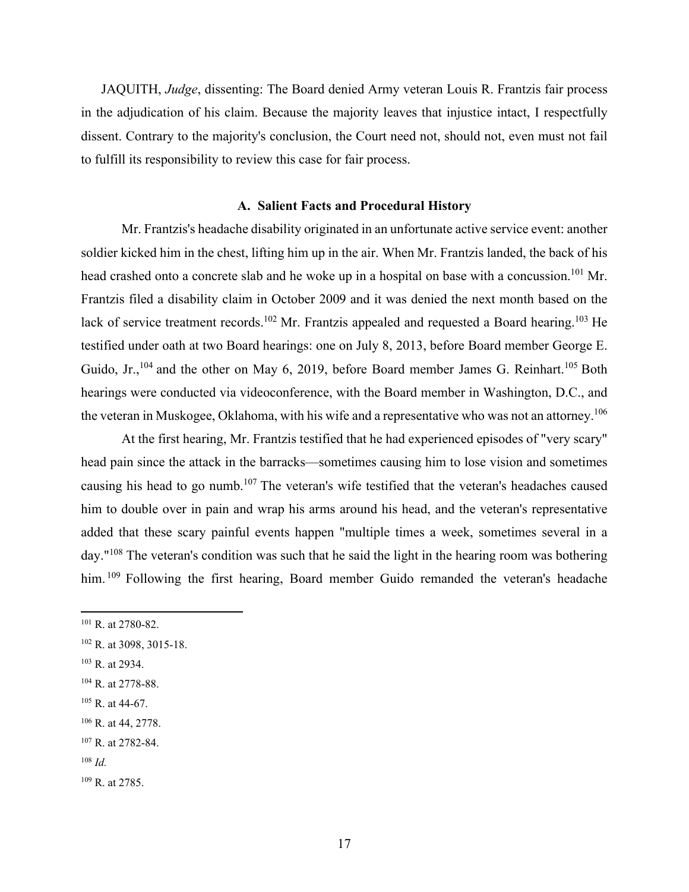JAQUITH, *Judge*, dissenting: The Board denied Army veteran Louis R. Frantzis fair process in the adjudication of his claim. Because the majority leaves that injustice intact, I respectfully dissent. Contrary to the majority's conclusion, the Court need not, should not, even must not fail to fulfill its responsibility to review this case for fair process.

### A. Salient Facts and Procedural History

Mr. Frantzis's headache disability originated in an unfortunate active service event: another soldier kicked him in the chest, lifting him up in the air. When Mr. Frantzis landed, the back of his head crashed onto a concrete slab and he woke up in a hospital on base with a concussion.[101] Mr. Frantzis filed a disability claim in October 2009 and it was denied the next month based on the lack of service treatment records.[102] Mr. Frantzis appealed and requested a Board hearing.[103] He testified under oath at two Board hearings: one on July 8, 2013, before Board member George E. Guido, Jr.,[104] and the other on May 6, 2019, before Board member James G. Reinhart.[105] Both hearings were conducted via videoconference, with the Board member in Washington, D.C., and the veteran in Muskogee, Oklahoma, with his wife and a representative who was not an attorney.[106]

At the first hearing, Mr. Frantzis testified that he had experienced episodes of "very scary" head pain since the attack in the barracks—sometimes causing him to lose vision and sometimes causing his head to go numb.[107] The veteran's wife testified that the veteran's headaches caused him to double over in pain and wrap his arms around his head, and the veteran's representative added that these scary painful events happen "multiple times a week, sometimes several in a day."[108] The veteran's condition was such that he said the light in the hearing room was bothering him.[109] Following the first hearing, Board member Guido remanded the veteran's headache

---

[101] R. at 2780-82.

[102] R. at 3098, 3015-18.

[103] R. at 2934.

[104] R. at 2778-88.

[105] R. at 44-67.

[106] R. at 44, 2778.

[107] R. at 2782-84.

[108] *Id.*

[109] R. at 2785.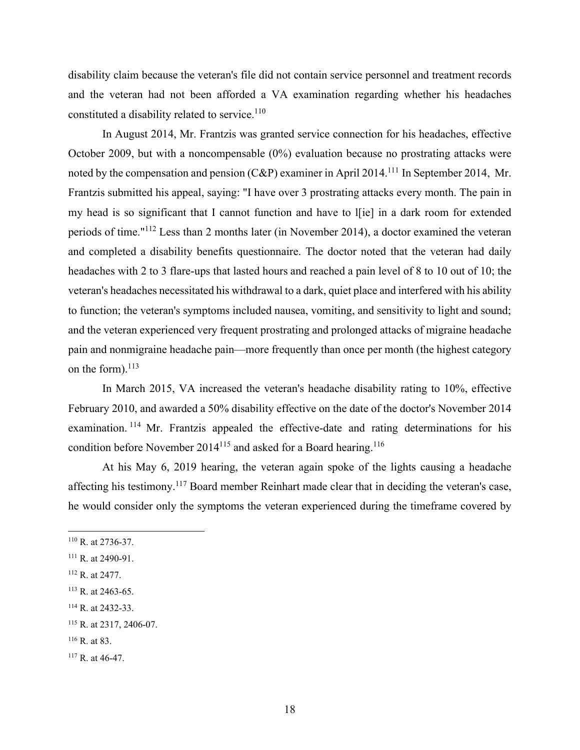disability claim because the veteran's file did not contain service personnel and treatment records and the veteran had not been afforded a VA examination regarding whether his headaches constituted a disability related to service.[110]

In August 2014, Mr. Frantzis was granted service connection for his headaches, effective October 2009, but with a noncompensable (0%) evaluation because no prostrating attacks were noted by the compensation and pension (C&P) examiner in April 2014.[111] In September 2014, Mr. Frantzis submitted his appeal, saying: "I have over 3 prostrating attacks every month. The pain in my head is so significant that I cannot function and have to l[ie] in a dark room for extended periods of time."[112] Less than 2 months later (in November 2014), a doctor examined the veteran and completed a disability benefits questionnaire. The doctor noted that the veteran had daily headaches with 2 to 3 flare-ups that lasted hours and reached a pain level of 8 to 10 out of 10; the veteran's headaches necessitated his withdrawal to a dark, quiet place and interfered with his ability to function; the veteran's symptoms included nausea, vomiting, and sensitivity to light and sound; and the veteran experienced very frequent prostrating and prolonged attacks of migraine headache pain and nonmigraine headache pain—more frequently than once per month (the highest category on the form).[113]

In March 2015, VA increased the veteran's headache disability rating to 10%, effective February 2010, and awarded a 50% disability effective on the date of the doctor's November 2014 examination.[114] Mr. Frantzis appealed the effective-date and rating determinations for his condition before November 2014[115] and asked for a Board hearing.[116]

At his May 6, 2019 hearing, the veteran again spoke of the lights causing a headache affecting his testimony.[117] Board member Reinhart made clear that in deciding the veteran's case, he would consider only the symptoms the veteran experienced during the timeframe covered by

---

[110] R. at 2736-37.

[111] R. at 2490-91.

[112] R. at 2477.

[113] R. at 2463-65.

[114] R. at 2432-33.

[115] R. at 2317, 2406-07.

[116] R. at 83.

[117] R. at 46-47.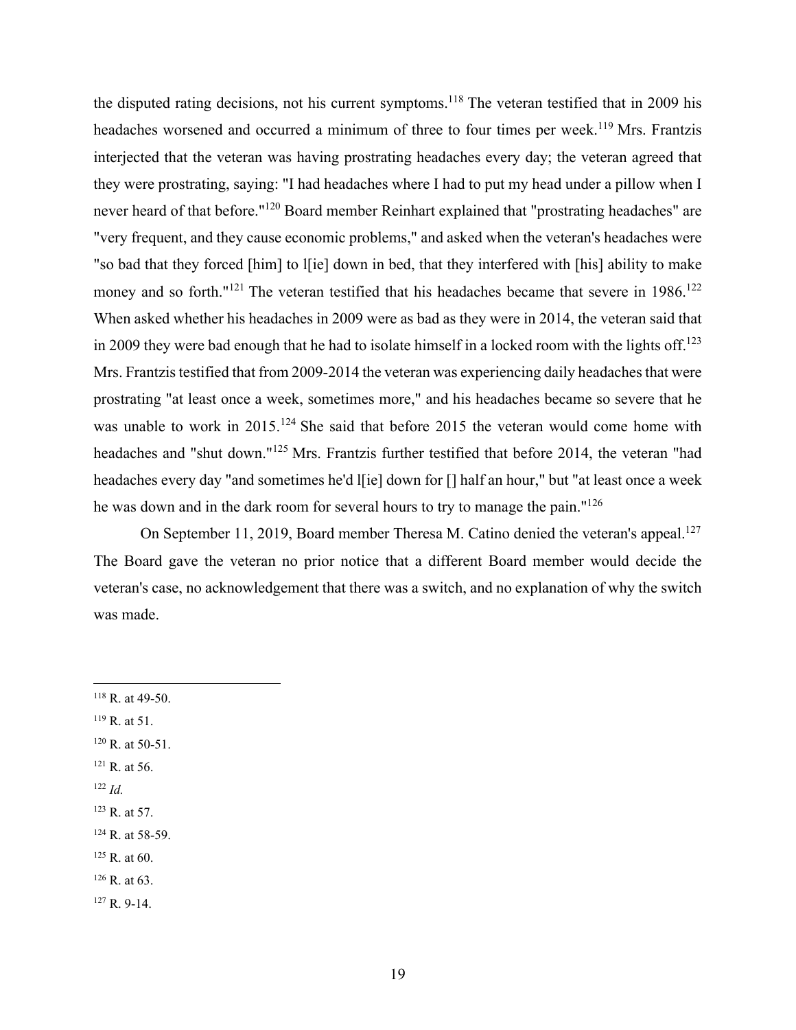the disputed rating decisions, not his current symptoms.[118] The veteran testified that in 2009 his headaches worsened and occurred a minimum of three to four times per week.[119] Mrs. Frantzis interjected that the veteran was having prostrating headaches every day; the veteran agreed that they were prostrating, saying: "I had headaches where I had to put my head under a pillow when I never heard of that before."[120] Board member Reinhart explained that "prostrating headaches" are "very frequent, and they cause economic problems," and asked when the veteran's headaches were "so bad that they forced [him] to l[ie] down in bed, that they interfered with [his] ability to make money and so forth."[121] The veteran testified that his headaches became that severe in 1986.[122] When asked whether his headaches in 2009 were as bad as they were in 2014, the veteran said that in 2009 they were bad enough that he had to isolate himself in a locked room with the lights off.[123] Mrs. Frantzis testified that from 2009-2014 the veteran was experiencing daily headaches that were prostrating "at least once a week, sometimes more," and his headaches became so severe that he was unable to work in 2015.[124] She said that before 2015 the veteran would come home with headaches and "shut down."[125] Mrs. Frantzis further testified that before 2014, the veteran "had headaches every day "and sometimes he'd l[ie] down for [] half an hour," but "at least once a week he was down and in the dark room for several hours to try to manage the pain."[126]

On September 11, 2019, Board member Theresa M. Catino denied the veteran's appeal.[127] The Board gave the veteran no prior notice that a different Board member would decide the veteran's case, no acknowledgement that there was a switch, and no explanation of why the switch was made.

---

[118] R. at 49-50.

[119] R. at 51.

[120] R. at 50-51.

[121] R. at 56.

[122] *Id.*

[123] R. at 57.

[124] R. at 58-59.

[125] R. at 60.

[126] R. at 63.

[127] R. 9-14.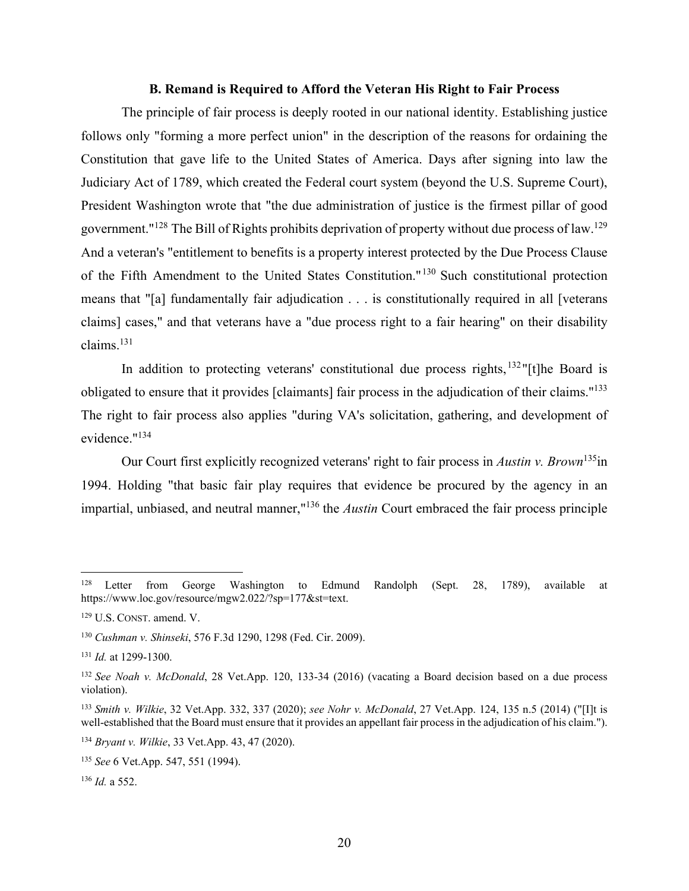### B. Remand is Required to Afford the Veteran His Right to Fair Process

The principle of fair process is deeply rooted in our national identity. Establishing justice follows only "forming a more perfect union" in the description of the reasons for ordaining the Constitution that gave life to the United States of America. Days after signing into law the Judiciary Act of 1789, which created the Federal court system (beyond the U.S. Supreme Court), President Washington wrote that "the due administration of justice is the firmest pillar of good government."[128] The Bill of Rights prohibits deprivation of property without due process of law.[129] And a veteran's "entitlement to benefits is a property interest protected by the Due Process Clause of the Fifth Amendment to the United States Constitution."[130] Such constitutional protection means that "[a] fundamentally fair adjudication . . . is constitutionally required in all [veterans claims] cases," and that veterans have a "due process right to a fair hearing" on their disability claims.[131]

In addition to protecting veterans' constitutional due process rights,[132] "[t]he Board is obligated to ensure that it provides [claimants] fair process in the adjudication of their claims."[133] The right to fair process also applies "during VA's solicitation, gathering, and development of evidence."[134]

Our Court first explicitly recognized veterans' right to fair process in *Austin v. Brown*[135] in 1994. Holding "that basic fair play requires that evidence be procured by the agency in an impartial, unbiased, and neutral manner,"[136] the *Austin* Court embraced the fair process principle

---

[128] Letter from George Washington to Edmund Randolph (Sept. 28, 1789), available at https://www.loc.gov/resource/mgw2.022/?sp=177&st=text.

[129] U.S. CONST. amend. V.

[130] *Cushman v. Shinseki*, 576 F.3d 1290, 1298 (Fed. Cir. 2009).

[131] *Id.* at 1299-1300.

[132] *See Noah v. McDonald*, 28 Vet.App. 120, 133-34 (2016) (vacating a Board decision based on a due process violation).

[133] *Smith v. Wilkie*, 32 Vet.App. 332, 337 (2020); *see Nohr v. McDonald*, 27 Vet.App. 124, 135 n.5 (2014) ("[I]t is well-established that the Board must ensure that it provides an appellant fair process in the adjudication of his claim.").

[134] *Bryant v. Wilkie*, 33 Vet.App. 43, 47 (2020).

[135] *See* 6 Vet.App. 547, 551 (1994).

[136] *Id.* a 552.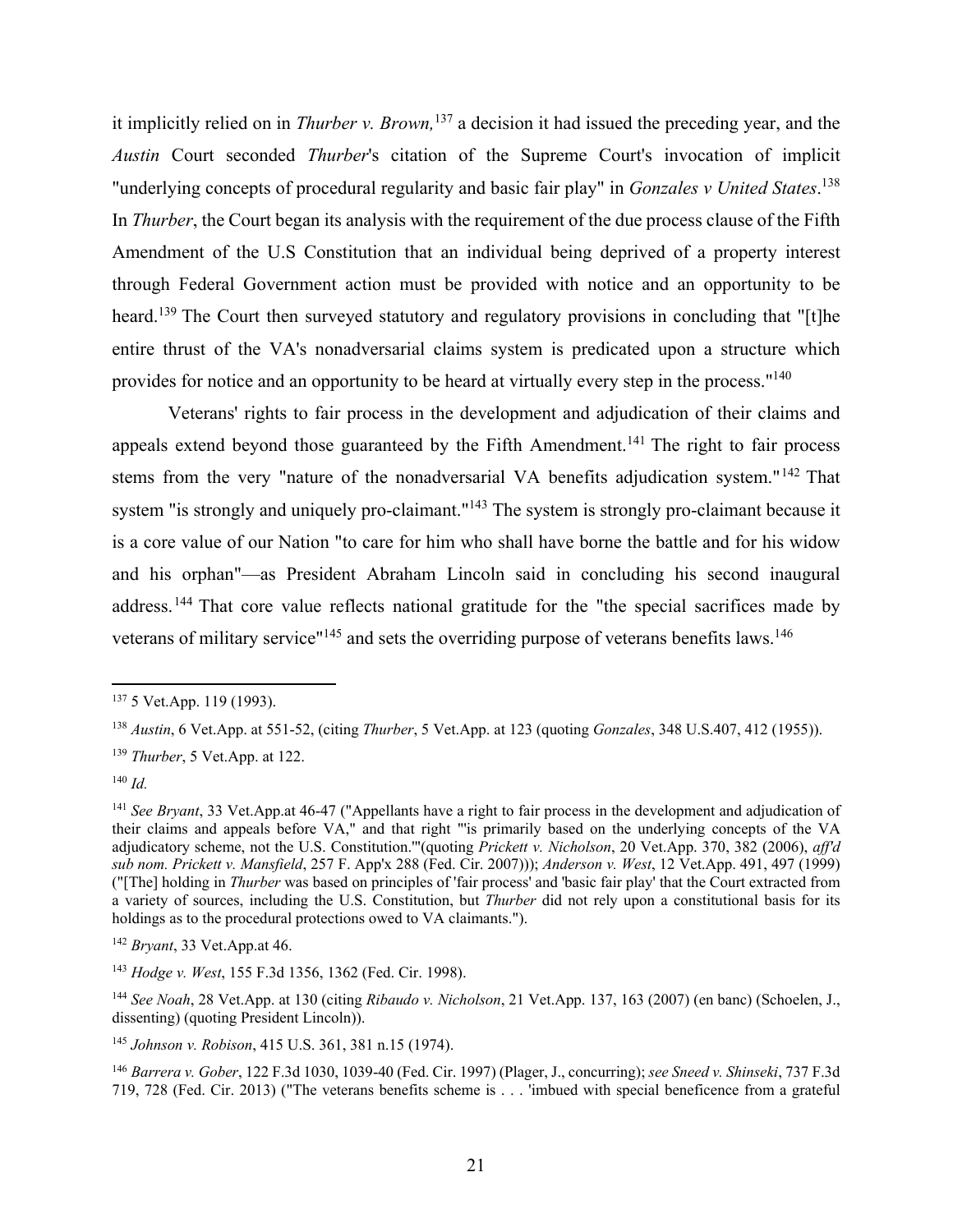it implicitly relied on in *Thurber v. Brown,*[137] a decision it had issued the preceding year, and the *Austin* Court seconded *Thurber*'s citation of the Supreme Court's invocation of implicit "underlying concepts of procedural regularity and basic fair play" in *Gonzales v United States*.[138] In *Thurber*, the Court began its analysis with the requirement of the due process clause of the Fifth Amendment of the U.S Constitution that an individual being deprived of a property interest through Federal Government action must be provided with notice and an opportunity to be heard.[139] The Court then surveyed statutory and regulatory provisions in concluding that "[t]he entire thrust of the VA's nonadversarial claims system is predicated upon a structure which provides for notice and an opportunity to be heard at virtually every step in the process."[140]

Veterans' rights to fair process in the development and adjudication of their claims and appeals extend beyond those guaranteed by the Fifth Amendment.[141] The right to fair process stems from the very "nature of the nonadversarial VA benefits adjudication system."[142] That system "is strongly and uniquely pro-claimant."[143] The system is strongly pro-claimant because it is a core value of our Nation "to care for him who shall have borne the battle and for his widow and his orphan"—as President Abraham Lincoln said in concluding his second inaugural address.[144] That core value reflects national gratitude for the "the special sacrifices made by veterans of military service"[145] and sets the overriding purpose of veterans benefits laws.[146]

---

[137] 5 Vet.App. 119 (1993).

[138] *Austin*, 6 Vet.App. at 551-52, (citing *Thurber*, 5 Vet.App. at 123 (quoting *Gonzales*, 348 U.S.407, 412 (1955)).

[139] *Thurber*, 5 Vet.App. at 122.

[140] *Id.*

[141] *See Bryant*, 33 Vet.App.at 46-47 ("Appellants have a right to fair process in the development and adjudication of their claims and appeals before VA," and that right "'is primarily based on the underlying concepts of the VA adjudicatory scheme, not the U.S. Constitution.'"(quoting *Prickett v. Nicholson*, 20 Vet.App. 370, 382 (2006), *aff'd sub nom. Prickett v. Mansfield*, 257 F. App'x 288 (Fed. Cir. 2007))); *Anderson v. West*, 12 Vet.App. 491, 497 (1999) ("[The] holding in *Thurber* was based on principles of 'fair process' and 'basic fair play' that the Court extracted from a variety of sources, including the U.S. Constitution, but *Thurber* did not rely upon a constitutional basis for its holdings as to the procedural protections owed to VA claimants.").

[142] *Bryant*, 33 Vet.App.at 46.

[143] *Hodge v. West*, 155 F.3d 1356, 1362 (Fed. Cir. 1998).

[144] *See Noah*, 28 Vet.App. at 130 (citing *Ribaudo v. Nicholson*, 21 Vet.App. 137, 163 (2007) (en banc) (Schoelen, J., dissenting) (quoting President Lincoln)).

[145] *Johnson v. Robison*, 415 U.S. 361, 381 n.15 (1974).

[146] *Barrera v. Gober*, 122 F.3d 1030, 1039-40 (Fed. Cir. 1997) (Plager, J., concurring); *see Sneed v. Shinseki*, 737 F.3d 719, 728 (Fed. Cir. 2013) ("The veterans benefits scheme is . . . 'imbued with special beneficence from a grateful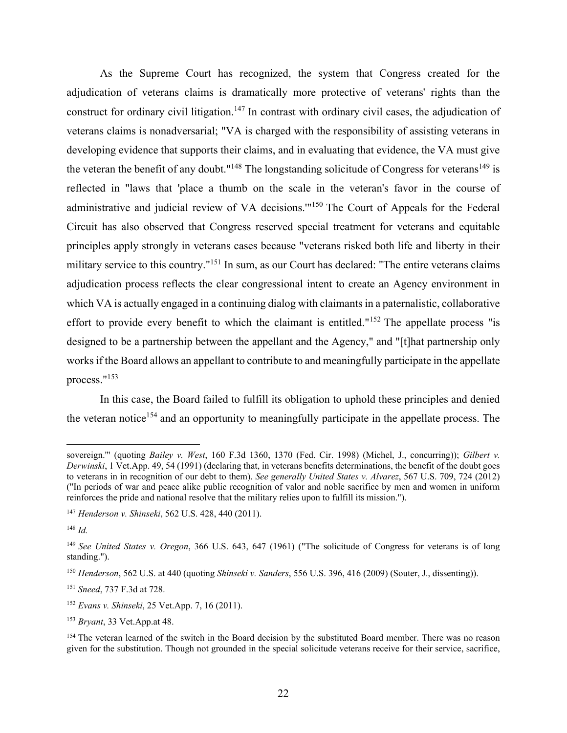As the Supreme Court has recognized, the system that Congress created for the adjudication of veterans claims is dramatically more protective of veterans' rights than the construct for ordinary civil litigation.[147] In contrast with ordinary civil cases, the adjudication of veterans claims is nonadversarial; "VA is charged with the responsibility of assisting veterans in developing evidence that supports their claims, and in evaluating that evidence, the VA must give the veteran the benefit of any doubt."[148] The longstanding solicitude of Congress for veterans[149] is reflected in "laws that 'place a thumb on the scale in the veteran's favor in the course of administrative and judicial review of VA decisions.'"[150] The Court of Appeals for the Federal Circuit has also observed that Congress reserved special treatment for veterans and equitable principles apply strongly in veterans cases because "veterans risked both life and liberty in their military service to this country."[151] In sum, as our Court has declared: "The entire veterans claims adjudication process reflects the clear congressional intent to create an Agency environment in which VA is actually engaged in a continuing dialog with claimants in a paternalistic, collaborative effort to provide every benefit to which the claimant is entitled."[152] The appellate process "is designed to be a partnership between the appellant and the Agency," and "[t]hat partnership only works if the Board allows an appellant to contribute to and meaningfully participate in the appellate process."[153]

In this case, the Board failed to fulfill its obligation to uphold these principles and denied the veteran notice[154] and an opportunity to meaningfully participate in the appellate process. The

---

sovereign.'" (quoting *Bailey v. West*, 160 F.3d 1360, 1370 (Fed. Cir. 1998) (Michel, J., concurring)); *Gilbert v. Derwinski*, 1 Vet.App. 49, 54 (1991) (declaring that, in veterans benefits determinations, the benefit of the doubt goes to veterans in in recognition of our debt to them). *See generally United States v. Alvarez*, 567 U.S. 709, 724 (2012) ("In periods of war and peace alike public recognition of valor and noble sacrifice by men and women in uniform reinforces the pride and national resolve that the military relies upon to fulfill its mission.").

[147] *Henderson v. Shinseki*, 562 U.S. 428, 440 (2011).

[148] *Id.*

[149] *See United States v. Oregon*, 366 U.S. 643, 647 (1961) ("The solicitude of Congress for veterans is of long standing.").

[150] *Henderson*, 562 U.S. at 440 (quoting *Shinseki v. Sanders*, 556 U.S. 396, 416 (2009) (Souter, J., dissenting)).

[151] *Sneed*, 737 F.3d at 728.

[152] *Evans v. Shinseki*, 25 Vet.App. 7, 16 (2011).

[153] *Bryant*, 33 Vet.App.at 48.

[154] The veteran learned of the switch in the Board decision by the substituted Board member. There was no reason given for the substitution. Though not grounded in the special solicitude veterans receive for their service, sacrifice,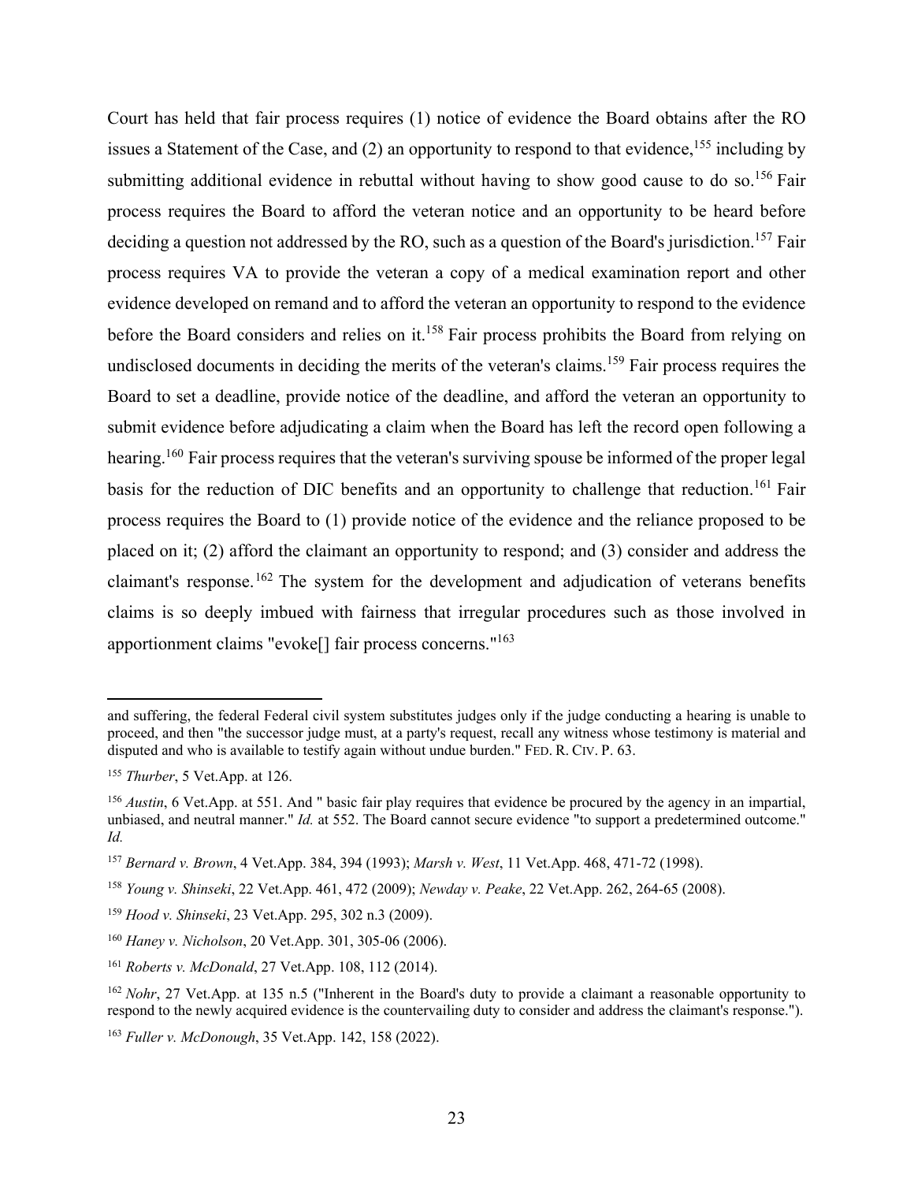Court has held that fair process requires (1) notice of evidence the Board obtains after the RO issues a Statement of the Case, and (2) an opportunity to respond to that evidence,[155] including by submitting additional evidence in rebuttal without having to show good cause to do so.[156] Fair process requires the Board to afford the veteran notice and an opportunity to be heard before deciding a question not addressed by the RO, such as a question of the Board's jurisdiction.[157] Fair process requires VA to provide the veteran a copy of a medical examination report and other evidence developed on remand and to afford the veteran an opportunity to respond to the evidence before the Board considers and relies on it.[158] Fair process prohibits the Board from relying on undisclosed documents in deciding the merits of the veteran's claims.[159] Fair process requires the Board to set a deadline, provide notice of the deadline, and afford the veteran an opportunity to submit evidence before adjudicating a claim when the Board has left the record open following a hearing.[160] Fair process requires that the veteran's surviving spouse be informed of the proper legal basis for the reduction of DIC benefits and an opportunity to challenge that reduction.[161] Fair process requires the Board to (1) provide notice of the evidence and the reliance proposed to be placed on it; (2) afford the claimant an opportunity to respond; and (3) consider and address the claimant's response.[162] The system for the development and adjudication of veterans benefits claims is so deeply imbued with fairness that irregular procedures such as those involved in apportionment claims "evoke[] fair process concerns."[163]

---

and suffering, the federal Federal civil system substitutes judges only if the judge conducting a hearing is unable to proceed, and then "the successor judge must, at a party's request, recall any witness whose testimony is material and disputed and who is available to testify again without undue burden." FED. R. CIV. P. 63.

[155] *Thurber*, 5 Vet.App. at 126.

[156] *Austin*, 6 Vet.App. at 551. And " basic fair play requires that evidence be procured by the agency in an impartial, unbiased, and neutral manner." *Id.* at 552. The Board cannot secure evidence "to support a predetermined outcome." *Id.*

[157] *Bernard v. Brown*, 4 Vet.App. 384, 394 (1993); *Marsh v. West*, 11 Vet.App. 468, 471-72 (1998).

[158] *Young v. Shinseki*, 22 Vet.App. 461, 472 (2009); *Newday v. Peake*, 22 Vet.App. 262, 264-65 (2008).

[159] *Hood v. Shinseki*, 23 Vet.App. 295, 302 n.3 (2009).

[160] *Haney v. Nicholson*, 20 Vet.App. 301, 305-06 (2006).

[161] *Roberts v. McDonald*, 27 Vet.App. 108, 112 (2014).

[162] *Nohr*, 27 Vet.App. at 135 n.5 ("Inherent in the Board's duty to provide a claimant a reasonable opportunity to respond to the newly acquired evidence is the countervailing duty to consider and address the claimant's response.").

[163] *Fuller v. McDonough*, 35 Vet.App. 142, 158 (2022).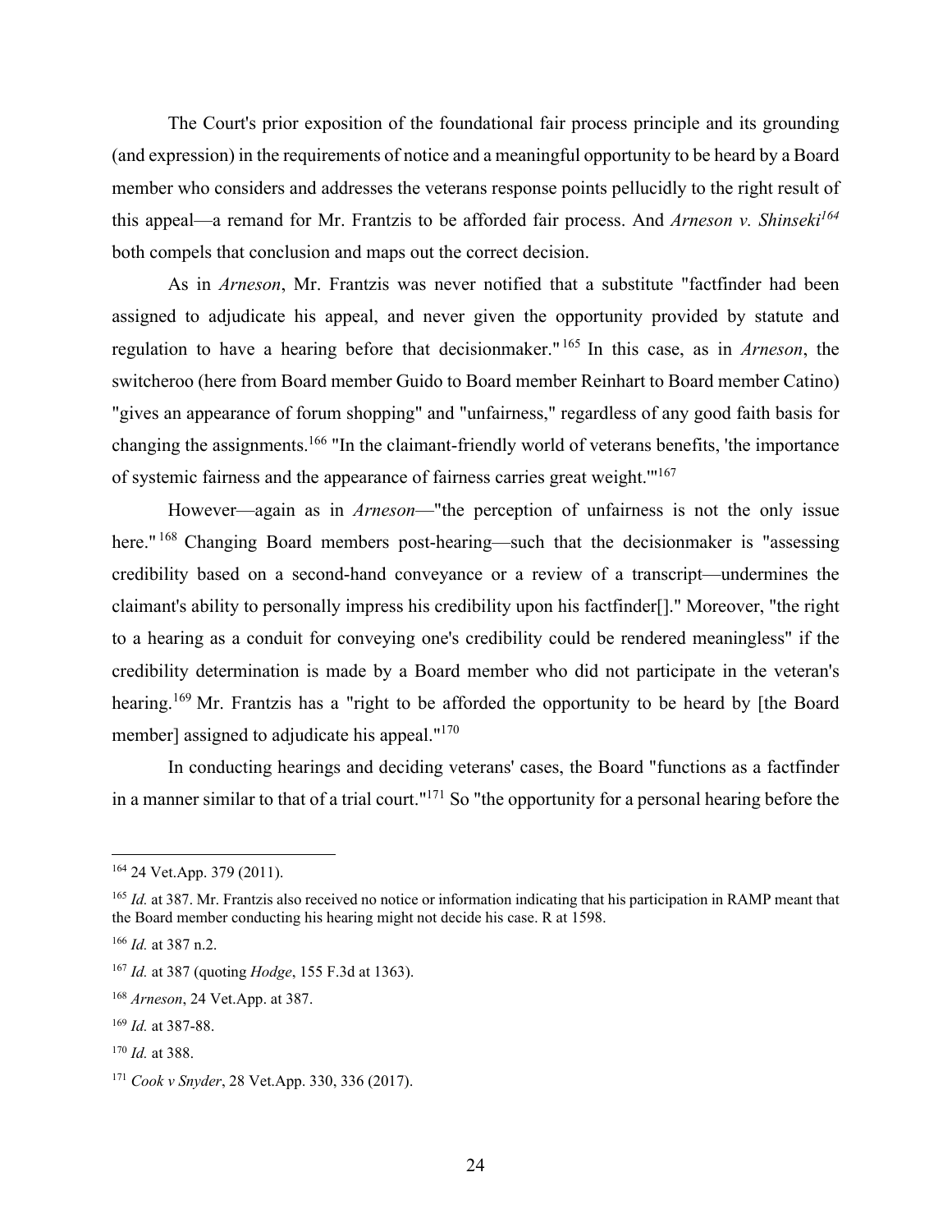The Court's prior exposition of the foundational fair process principle and its grounding (and expression) in the requirements of notice and a meaningful opportunity to be heard by a Board member who considers and addresses the veterans response points pellucidly to the right result of this appeal—a remand for Mr. Frantzis to be afforded fair process. And *Arneson v. Shinseki*[164] both compels that conclusion and maps out the correct decision.

As in *Arneson*, Mr. Frantzis was never notified that a substitute "factfinder had been assigned to adjudicate his appeal, and never given the opportunity provided by statute and regulation to have a hearing before that decisionmaker."[165] In this case, as in *Arneson*, the switcheroo (here from Board member Guido to Board member Reinhart to Board member Catino) "gives an appearance of forum shopping" and "unfairness," regardless of any good faith basis for changing the assignments.[166] "In the claimant-friendly world of veterans benefits, 'the importance of systemic fairness and the appearance of fairness carries great weight.'"[167]

However—again as in *Arneson*—"the perception of unfairness is not the only issue here."[168] Changing Board members post-hearing—such that the decisionmaker is "assessing credibility based on a second-hand conveyance or a review of a transcript—undermines the claimant's ability to personally impress his credibility upon his factfinder[]." Moreover, "the right to a hearing as a conduit for conveying one's credibility could be rendered meaningless" if the credibility determination is made by a Board member who did not participate in the veteran's hearing.[169] Mr. Frantzis has a "right to be afforded the opportunity to be heard by [the Board member] assigned to adjudicate his appeal."[170]

In conducting hearings and deciding veterans' cases, the Board "functions as a factfinder in a manner similar to that of a trial court."[171] So "the opportunity for a personal hearing before the

---

[164] 24 Vet.App. 379 (2011).

[165] *Id.* at 387. Mr. Frantzis also received no notice or information indicating that his participation in RAMP meant that the Board member conducting his hearing might not decide his case. R at 1598.

[166] *Id.* at 387 n.2.

[167] *Id.* at 387 (quoting *Hodge*, 155 F.3d at 1363).

[168] *Arneson*, 24 Vet.App. at 387.

[169] *Id.* at 387-88.

[170] *Id.* at 388.

[171] *Cook v Snyder*, 28 Vet.App. 330, 336 (2017).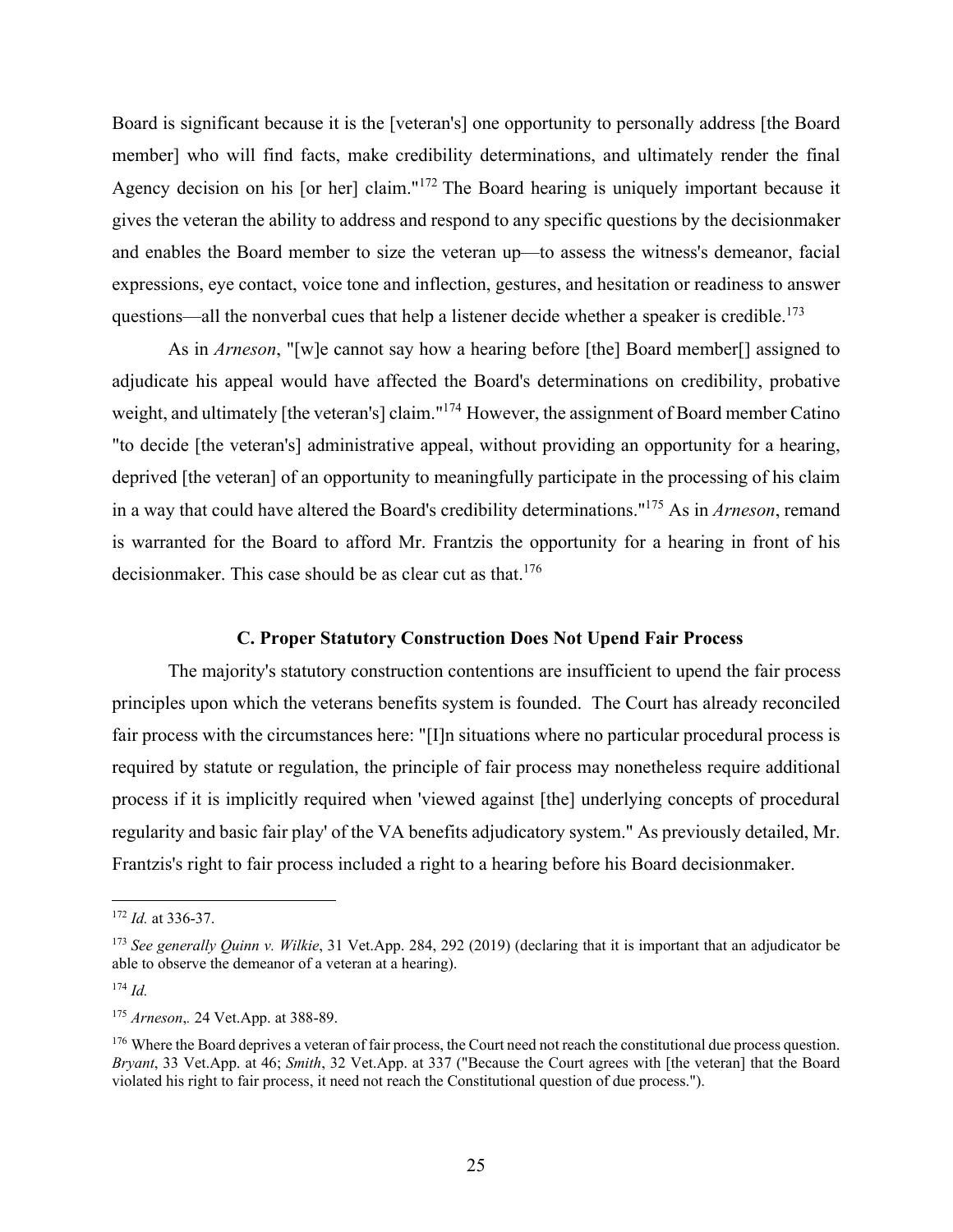Board is significant because it is the [veteran's] one opportunity to personally address [the Board member] who will find facts, make credibility determinations, and ultimately render the final Agency decision on his [or her] claim."[172] The Board hearing is uniquely important because it gives the veteran the ability to address and respond to any specific questions by the decisionmaker and enables the Board member to size the veteran up—to assess the witness's demeanor, facial expressions, eye contact, voice tone and inflection, gestures, and hesitation or readiness to answer questions—all the nonverbal cues that help a listener decide whether a speaker is credible.[173]

As in *Arneson*, "[w]e cannot say how a hearing before [the] Board member[] assigned to adjudicate his appeal would have affected the Board's determinations on credibility, probative weight, and ultimately [the veteran's] claim."[174] However, the assignment of Board member Catino "to decide [the veteran's] administrative appeal, without providing an opportunity for a hearing, deprived [the veteran] of an opportunity to meaningfully participate in the processing of his claim in a way that could have altered the Board's credibility determinations."[175] As in *Arneson*, remand is warranted for the Board to afford Mr. Frantzis the opportunity for a hearing in front of his decisionmaker. This case should be as clear cut as that.[176]

### C. Proper Statutory Construction Does Not Upend Fair Process

The majority's statutory construction contentions are insufficient to upend the fair process principles upon which the veterans benefits system is founded. The Court has already reconciled fair process with the circumstances here: "[I]n situations where no particular procedural process is required by statute or regulation, the principle of fair process may nonetheless require additional process if it is implicitly required when 'viewed against [the] underlying concepts of procedural regularity and basic fair play' of the VA benefits adjudicatory system." As previously detailed, Mr. Frantzis's right to fair process included a right to a hearing before his Board decisionmaker.

---

[172] *Id.* at 336-37.

[173] *See generally Quinn v. Wilkie*, 31 Vet.App. 284, 292 (2019) (declaring that it is important that an adjudicator be able to observe the demeanor of a veteran at a hearing).

[174] *Id.*

[175] *Arneson*,. 24 Vet.App. at 388-89.

[176] Where the Board deprives a veteran of fair process, the Court need not reach the constitutional due process question. *Bryant*, 33 Vet.App. at 46; *Smith*, 32 Vet.App. at 337 ("Because the Court agrees with [the veteran] that the Board violated his right to fair process, it need not reach the Constitutional question of due process.").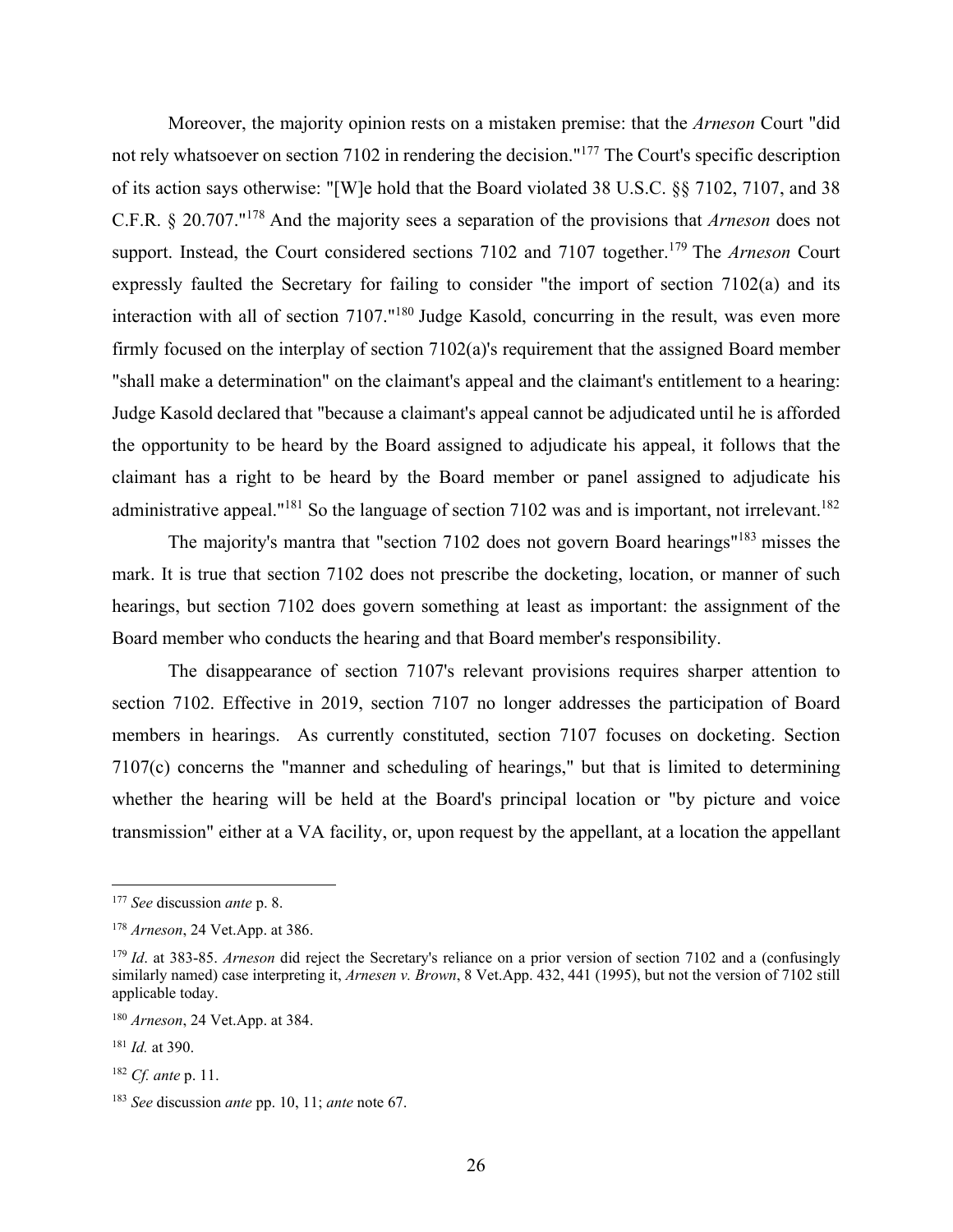Moreover, the majority opinion rests on a mistaken premise: that the *Arneson* Court "did not rely whatsoever on section 7102 in rendering the decision."[177] The Court's specific description of its action says otherwise: "[W]e hold that the Board violated 38 U.S.C. §§ 7102, 7107, and 38 C.F.R. § 20.707."[178] And the majority sees a separation of the provisions that *Arneson* does not support. Instead, the Court considered sections 7102 and 7107 together.[179] The *Arneson* Court expressly faulted the Secretary for failing to consider "the import of section 7102(a) and its interaction with all of section 7107."[180] Judge Kasold, concurring in the result, was even more firmly focused on the interplay of section 7102(a)'s requirement that the assigned Board member "shall make a determination" on the claimant's appeal and the claimant's entitlement to a hearing: Judge Kasold declared that "because a claimant's appeal cannot be adjudicated until he is afforded the opportunity to be heard by the Board assigned to adjudicate his appeal, it follows that the claimant has a right to be heard by the Board member or panel assigned to adjudicate his administrative appeal."[181] So the language of section 7102 was and is important, not irrelevant.[182]

The majority's mantra that "section 7102 does not govern Board hearings"[183] misses the mark. It is true that section 7102 does not prescribe the docketing, location, or manner of such hearings, but section 7102 does govern something at least as important: the assignment of the Board member who conducts the hearing and that Board member's responsibility.

The disappearance of section 7107's relevant provisions requires sharper attention to section 7102. Effective in 2019, section 7107 no longer addresses the participation of Board members in hearings. As currently constituted, section 7107 focuses on docketing. Section 7107(c) concerns the "manner and scheduling of hearings," but that is limited to determining whether the hearing will be held at the Board's principal location or "by picture and voice transmission" either at a VA facility, or, upon request by the appellant, at a location the appellant

---

[177] *See* discussion *ante* p. 8.

[178] *Arneson*, 24 Vet.App. at 386.

[179] *Id*. at 383-85. *Arneson* did reject the Secretary's reliance on a prior version of section 7102 and a (confusingly similarly named) case interpreting it, *Arnesen v. Brown*, 8 Vet.App. 432, 441 (1995), but not the version of 7102 still applicable today.

[180] *Arneson*, 24 Vet.App. at 384.

[181] *Id.* at 390.

[182] *Cf. ante* p. 11.

[183] *See* discussion *ante* pp. 10, 11; *ante* note 67.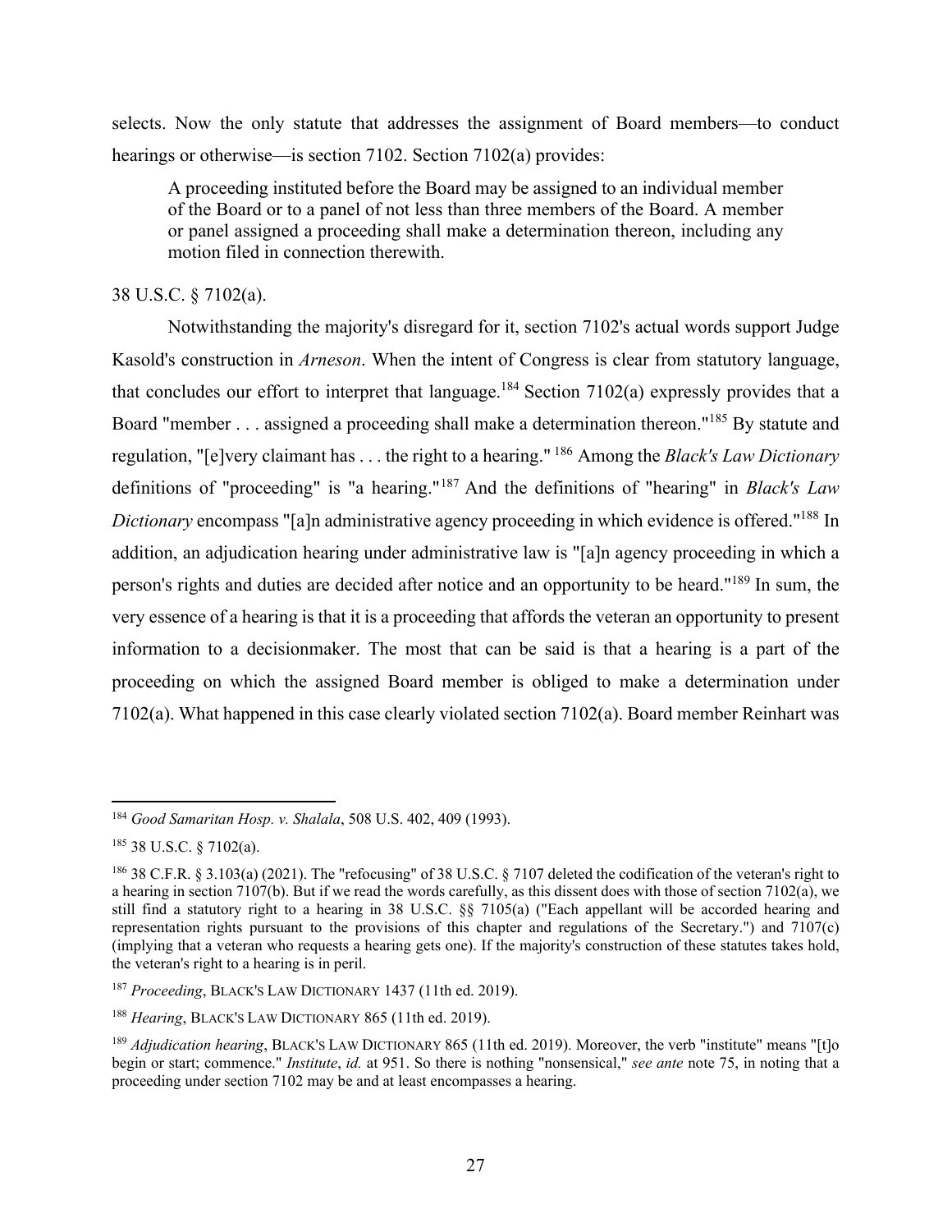selects. Now the only statute that addresses the assignment of Board members—to conduct hearings or otherwise—is section 7102. Section 7102(a) provides:

> A proceeding instituted before the Board may be assigned to an individual member of the Board or to a panel of not less than three members of the Board. A member or panel assigned a proceeding shall make a determination thereon, including any motion filed in connection therewith.

38 U.S.C. § 7102(a).

Notwithstanding the majority's disregard for it, section 7102's actual words support Judge Kasold's construction in *Arneson*. When the intent of Congress is clear from statutory language, that concludes our effort to interpret that language.[184] Section 7102(a) expressly provides that a Board "member . . . assigned a proceeding shall make a determination thereon."[185] By statute and regulation, "[e]very claimant has . . . the right to a hearing." [186] Among the *Black's Law Dictionary* definitions of "proceeding" is "a hearing."[187] And the definitions of "hearing" in *Black's Law Dictionary* encompass "[a]n administrative agency proceeding in which evidence is offered."[188] In addition, an adjudication hearing under administrative law is "[a]n agency proceeding in which a person's rights and duties are decided after notice and an opportunity to be heard."[189] In sum, the very essence of a hearing is that it is a proceeding that affords the veteran an opportunity to present information to a decisionmaker. The most that can be said is that a hearing is a part of the proceeding on which the assigned Board member is obliged to make a determination under 7102(a). What happened in this case clearly violated section 7102(a). Board member Reinhart was

---

[184] *Good Samaritan Hosp. v. Shalala*, 508 U.S. 402, 409 (1993).

[185] 38 U.S.C. § 7102(a).

[186] 38 C.F.R. § 3.103(a) (2021). The "refocusing" of 38 U.S.C. § 7107 deleted the codification of the veteran's right to a hearing in section 7107(b). But if we read the words carefully, as this dissent does with those of section 7102(a), we still find a statutory right to a hearing in 38 U.S.C. §§ 7105(a) ("Each appellant will be accorded hearing and representation rights pursuant to the provisions of this chapter and regulations of the Secretary.") and 7107(c) (implying that a veteran who requests a hearing gets one). If the majority's construction of these statutes takes hold, the veteran's right to a hearing is in peril.

[187] *Proceeding*, BLACK'S LAW DICTIONARY 1437 (11th ed. 2019).

[188] *Hearing*, BLACK'S LAW DICTIONARY 865 (11th ed. 2019).

[189] *Adjudication hearing*, BLACK'S LAW DICTIONARY 865 (11th ed. 2019). Moreover, the verb "institute" means "[t]o begin or start; commence." *Institute*, *id.* at 951. So there is nothing "nonsensical," *see ante* note 75, in noting that a proceeding under section 7102 may be and at least encompasses a hearing.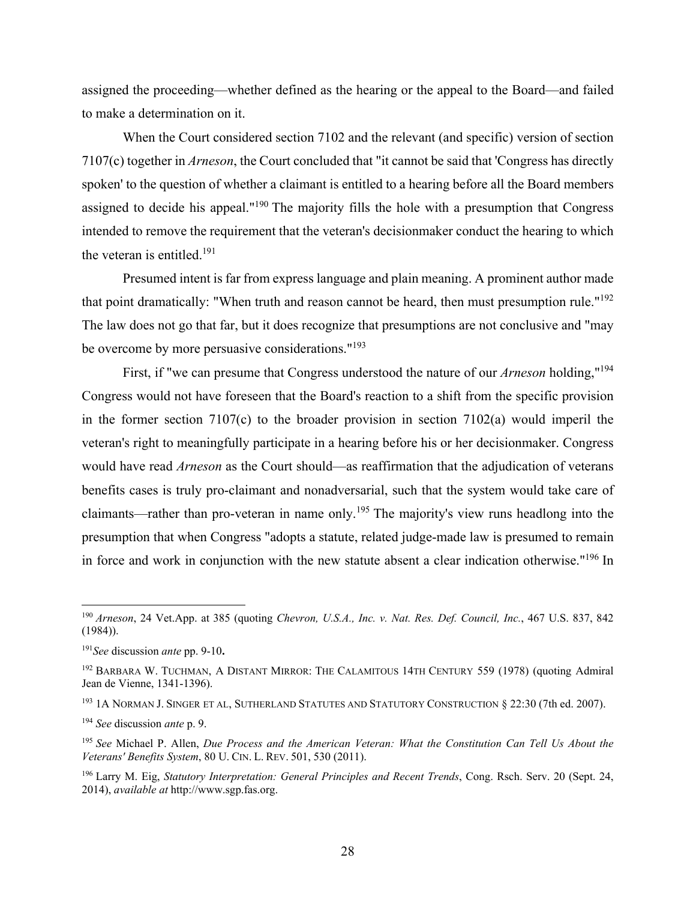assigned the proceeding—whether defined as the hearing or the appeal to the Board—and failed to make a determination on it.

When the Court considered section 7102 and the relevant (and specific) version of section 7107(c) together in *Arneson*, the Court concluded that "it cannot be said that 'Congress has directly spoken' to the question of whether a claimant is entitled to a hearing before all the Board members assigned to decide his appeal."[190] The majority fills the hole with a presumption that Congress intended to remove the requirement that the veteran's decisionmaker conduct the hearing to which the veteran is entitled.[191]

Presumed intent is far from express language and plain meaning. A prominent author made that point dramatically: "When truth and reason cannot be heard, then must presumption rule."[192] The law does not go that far, but it does recognize that presumptions are not conclusive and "may be overcome by more persuasive considerations."[193]

First, if "we can presume that Congress understood the nature of our *Arneson* holding,"[194] Congress would not have foreseen that the Board's reaction to a shift from the specific provision in the former section 7107(c) to the broader provision in section 7102(a) would imperil the veteran's right to meaningfully participate in a hearing before his or her decisionmaker. Congress would have read *Arneson* as the Court should—as reaffirmation that the adjudication of veterans benefits cases is truly pro-claimant and nonadversarial, such that the system would take care of claimants—rather than pro-veteran in name only.[195] The majority's view runs headlong into the presumption that when Congress "adopts a statute, related judge-made law is presumed to remain in force and work in conjunction with the new statute absent a clear indication otherwise."[196] In

---

[190] *Arneson*, 24 Vet.App. at 385 (quoting *Chevron, U.S.A., Inc. v. Nat. Res. Def. Council, Inc.*, 467 U.S. 837, 842 (1984)).

[191] *See* discussion *ante* pp. 9-10**.**

[192] BARBARA W. TUCHMAN, A DISTANT MIRROR: THE CALAMITOUS 14TH CENTURY 559 (1978) (quoting Admiral Jean de Vienne, 1341-1396).

[193] 1A NORMAN J. SINGER ET AL, SUTHERLAND STATUTES AND STATUTORY CONSTRUCTION § 22:30 (7th ed. 2007).

[194] *See* discussion *ante* p. 9.

[195] *See* Michael P. Allen, *Due Process and the American Veteran: What the Constitution Can Tell Us About the Veterans' Benefits System*, 80 U. CIN. L. REV. 501, 530 (2011).

[196] Larry M. Eig, *Statutory Interpretation: General Principles and Recent Trends*, Cong. Rsch. Serv. 20 (Sept. 24, 2014), *available at* http://www.sgp.fas.org.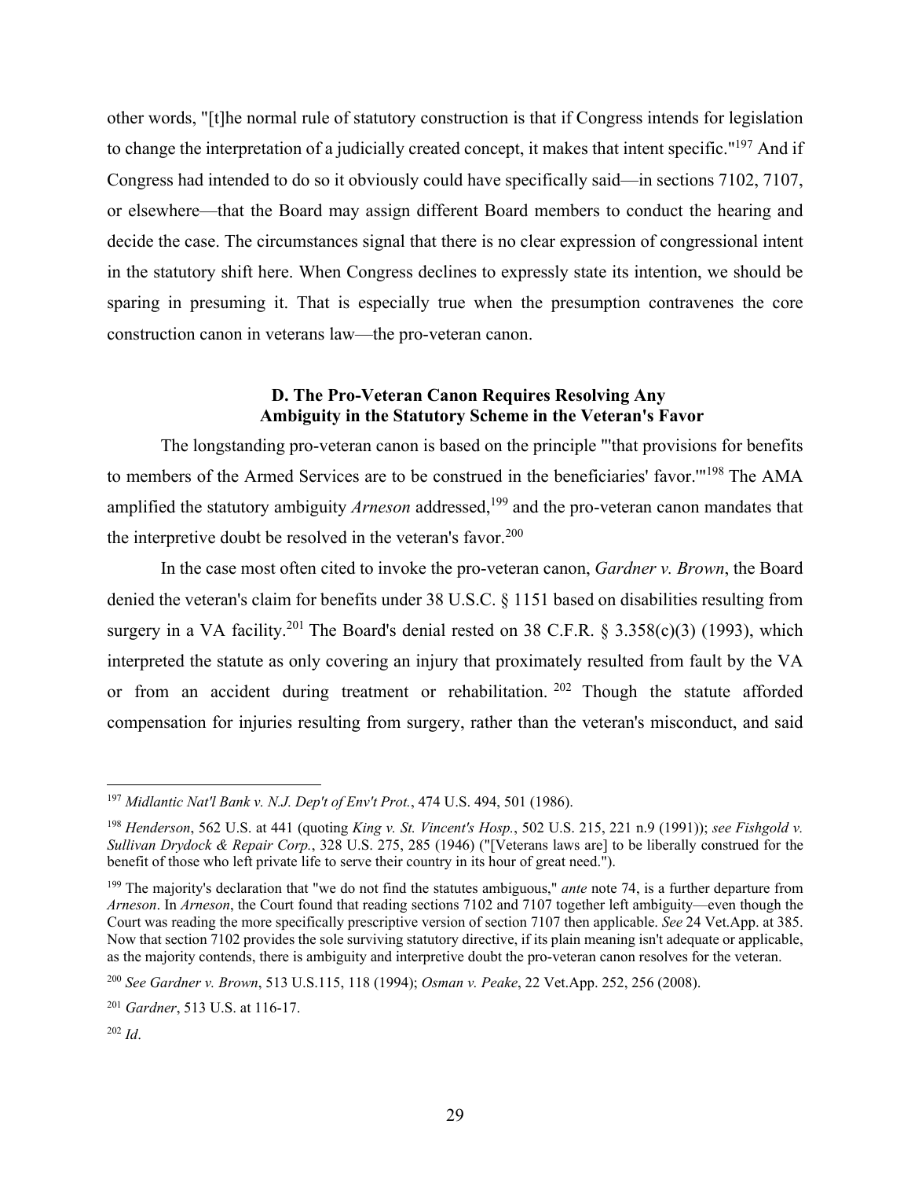other words, "[t]he normal rule of statutory construction is that if Congress intends for legislation to change the interpretation of a judicially created concept, it makes that intent specific."[197] And if Congress had intended to do so it obviously could have specifically said—in sections 7102, 7107, or elsewhere—that the Board may assign different Board members to conduct the hearing and decide the case. The circumstances signal that there is no clear expression of congressional intent in the statutory shift here. When Congress declines to expressly state its intention, we should be sparing in presuming it. That is especially true when the presumption contravenes the core construction canon in veterans law—the pro-veteran canon.

### D. The Pro-Veteran Canon Requires Resolving Any Ambiguity in the Statutory Scheme in the Veteran's Favor

The longstanding pro-veteran canon is based on the principle "'that provisions for benefits to members of the Armed Services are to be construed in the beneficiaries' favor.'"[198] The AMA amplified the statutory ambiguity *Arneson* addressed,[199] and the pro-veteran canon mandates that the interpretive doubt be resolved in the veteran's favor.[200]

In the case most often cited to invoke the pro-veteran canon, *Gardner v. Brown*, the Board denied the veteran's claim for benefits under 38 U.S.C. § 1151 based on disabilities resulting from surgery in a VA facility.[201] The Board's denial rested on 38 C.F.R. § 3.358(c)(3) (1993), which interpreted the statute as only covering an injury that proximately resulted from fault by the VA or from an accident during treatment or rehabilitation.[202] Though the statute afforded compensation for injuries resulting from surgery, rather than the veteran's misconduct, and said

---

[197] *Midlantic Nat'l Bank v. N.J. Dep't of Env't Prot.*, 474 U.S. 494, 501 (1986).

[198] *Henderson*, 562 U.S. at 441 (quoting *King v. St. Vincent's Hosp.*, 502 U.S. 215, 221 n.9 (1991)); *see Fishgold v. Sullivan Drydock & Repair Corp.*, 328 U.S. 275, 285 (1946) ("[Veterans laws are] to be liberally construed for the benefit of those who left private life to serve their country in its hour of great need.").

[199] The majority's declaration that "we do not find the statutes ambiguous," *ante* note 74, is a further departure from *Arneson*. In *Arneson*, the Court found that reading sections 7102 and 7107 together left ambiguity—even though the Court was reading the more specifically prescriptive version of section 7107 then applicable. *See* 24 Vet.App. at 385. Now that section 7102 provides the sole surviving statutory directive, if its plain meaning isn't adequate or applicable, as the majority contends, there is ambiguity and interpretive doubt the pro-veteran canon resolves for the veteran.

[200] *See Gardner v. Brown*, 513 U.S.115, 118 (1994); *Osman v. Peake*, 22 Vet.App. 252, 256 (2008).

[201] *Gardner*, 513 U.S. at 116-17.

[202] *Id*.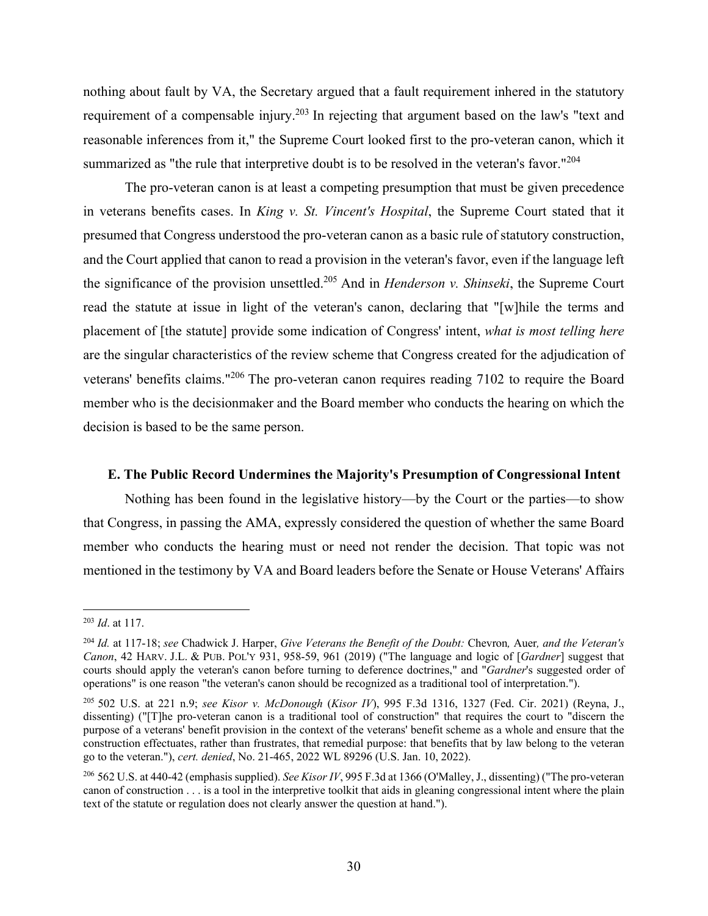nothing about fault by VA, the Secretary argued that a fault requirement inhered in the statutory requirement of a compensable injury.[203] In rejecting that argument based on the law's "text and reasonable inferences from it," the Supreme Court looked first to the pro-veteran canon, which it summarized as "the rule that interpretive doubt is to be resolved in the veteran's favor."[204]

The pro-veteran canon is at least a competing presumption that must be given precedence in veterans benefits cases. In *King v. St. Vincent's Hospital*, the Supreme Court stated that it presumed that Congress understood the pro-veteran canon as a basic rule of statutory construction, and the Court applied that canon to read a provision in the veteran's favor, even if the language left the significance of the provision unsettled.[205] And in *Henderson v. Shinseki*, the Supreme Court read the statute at issue in light of the veteran's canon, declaring that "[w]hile the terms and placement of [the statute] provide some indication of Congress' intent, *what is most telling here* are the singular characteristics of the review scheme that Congress created for the adjudication of veterans' benefits claims."[206] The pro-veteran canon requires reading 7102 to require the Board member who is the decisionmaker and the Board member who conducts the hearing on which the decision is based to be the same person.

**E. The Public Record Undermines the Majority's Presumption of Congressional Intent**

Nothing has been found in the legislative history—by the Court or the parties—to show that Congress, in passing the AMA, expressly considered the question of whether the same Board member who conducts the hearing must or need not render the decision. That topic was not mentioned in the testimony by VA and Board leaders before the Senate or House Veterans' Affairs

---

[203] *Id*. at 117.

[204] *Id.* at 117-18; *see* Chadwick J. Harper, *Give Veterans the Benefit of the Doubt:* Chevron*,* Auer*, and the Veteran's Canon*, 42 HARV. J.L. & PUB. POL'Y 931, 958-59, 961 (2019) ("The language and logic of [*Gardner*] suggest that courts should apply the veteran's canon before turning to deference doctrines," and "*Gardner*'s suggested order of operations" is one reason "the veteran's canon should be recognized as a traditional tool of interpretation.").

[205] 502 U.S. at 221 n.9; *see Kisor v. McDonough* (*Kisor IV*), 995 F.3d 1316, 1327 (Fed. Cir. 2021) (Reyna, J., dissenting) ("[T]he pro-veteran canon is a traditional tool of construction" that requires the court to "discern the purpose of a veterans' benefit provision in the context of the veterans' benefit scheme as a whole and ensure that the construction effectuates, rather than frustrates, that remedial purpose: that benefits that by law belong to the veteran go to the veteran."), *cert. denied*, No. 21-465, 2022 WL 89296 (U.S. Jan. 10, 2022).

[206] 562 U.S. at 440-42 (emphasis supplied). *See Kisor IV*, 995 F.3d at 1366 (O'Malley, J., dissenting) ("The pro-veteran canon of construction . . . is a tool in the interpretive toolkit that aids in gleaning congressional intent where the plain text of the statute or regulation does not clearly answer the question at hand.").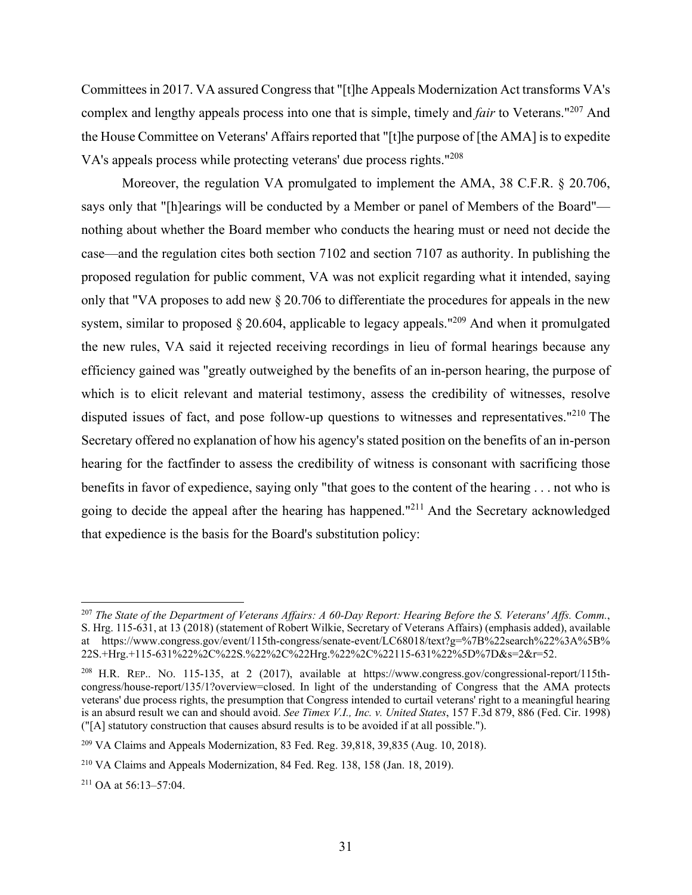Committees in 2017. VA assured Congress that "[t]he Appeals Modernization Act transforms VA's complex and lengthy appeals process into one that is simple, timely and *fair* to Veterans."[207] And the House Committee on Veterans' Affairs reported that "[t]he purpose of [the AMA] is to expedite VA's appeals process while protecting veterans' due process rights."[208]

Moreover, the regulation VA promulgated to implement the AMA, 38 C.F.R. § 20.706, says only that "[h]earings will be conducted by a Member or panel of Members of the Board"—nothing about whether the Board member who conducts the hearing must or need not decide the case—and the regulation cites both section 7102 and section 7107 as authority. In publishing the proposed regulation for public comment, VA was not explicit regarding what it intended, saying only that "VA proposes to add new § 20.706 to differentiate the procedures for appeals in the new system, similar to proposed § 20.604, applicable to legacy appeals."[209] And when it promulgated the new rules, VA said it rejected receiving recordings in lieu of formal hearings because any efficiency gained was "greatly outweighed by the benefits of an in-person hearing, the purpose of which is to elicit relevant and material testimony, assess the credibility of witnesses, resolve disputed issues of fact, and pose follow-up questions to witnesses and representatives."[210] The Secretary offered no explanation of how his agency's stated position on the benefits of an in-person hearing for the factfinder to assess the credibility of witness is consonant with sacrificing those benefits in favor of expedience, saying only "that goes to the content of the hearing . . . not who is going to decide the appeal after the hearing has happened."[211] And the Secretary acknowledged that expedience is the basis for the Board's substitution policy:

---

[207] *The State of the Department of Veterans Affairs: A 60-Day Report: Hearing Before the S. Veterans' Affs. Comm.*, S. Hrg. 115-631, at 13 (2018) (statement of Robert Wilkie, Secretary of Veterans Affairs) (emphasis added), available at https://www.congress.gov/event/115th-congress/senate-event/LC68018/text?g=%7B%22search%22%3A%5B%22S.+Hrg.+115-631%22%2C%22S.%22%2C%22Hrg.%22%2C%22115-631%22%5D%7D&s=2&r=52.

[208] H.R. REP.. NO. 115-135, at 2 (2017), available at https://www.congress.gov/congressional-report/115th-congress/house-report/135/1?overview=closed. In light of the understanding of Congress that the AMA protects veterans' due process rights, the presumption that Congress intended to curtail veterans' right to a meaningful hearing is an absurd result we can and should avoid. *See Timex V.I., Inc. v. United States*, 157 F.3d 879, 886 (Fed. Cir. 1998) ("[A] statutory construction that causes absurd results is to be avoided if at all possible.").

[209] VA Claims and Appeals Modernization, 83 Fed. Reg. 39,818, 39,835 (Aug. 10, 2018).

[210] VA Claims and Appeals Modernization, 84 Fed. Reg. 138, 158 (Jan. 18, 2019).

[211] OA at 56:13–57:04.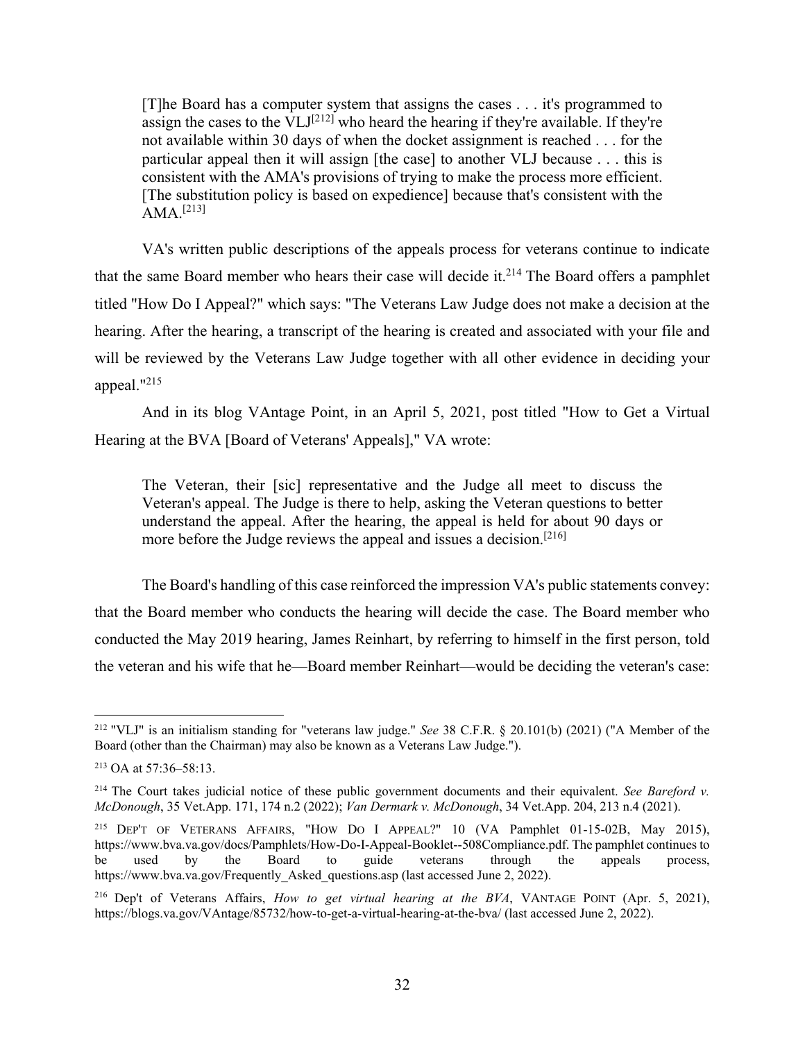> [T]he Board has a computer system that assigns the cases . . . it's programmed to assign the cases to the VLJ[212] who heard the hearing if they're available. If they're not available within 30 days of when the docket assignment is reached . . . for the particular appeal then it will assign [the case] to another VLJ because . . . this is consistent with the AMA's provisions of trying to make the process more efficient. [The substitution policy is based on expedience] because that's consistent with the AMA.[213]

VA's written public descriptions of the appeals process for veterans continue to indicate that the same Board member who hears their case will decide it.[214] The Board offers a pamphlet titled "How Do I Appeal?" which says: "The Veterans Law Judge does not make a decision at the hearing. After the hearing, a transcript of the hearing is created and associated with your file and will be reviewed by the Veterans Law Judge together with all other evidence in deciding your appeal."[215]

And in its blog VAntage Point, in an April 5, 2021, post titled "How to Get a Virtual Hearing at the BVA [Board of Veterans' Appeals]," VA wrote:

> The Veteran, their [sic] representative and the Judge all meet to discuss the Veteran's appeal. The Judge is there to help, asking the Veteran questions to better understand the appeal. After the hearing, the appeal is held for about 90 days or more before the Judge reviews the appeal and issues a decision.[216]

The Board's handling of this case reinforced the impression VA's public statements convey: that the Board member who conducts the hearing will decide the case. The Board member who conducted the May 2019 hearing, James Reinhart, by referring to himself in the first person, told the veteran and his wife that he—Board member Reinhart—would be deciding the veteran's case:

---

[212] "VLJ" is an initialism standing for "veterans law judge." *See* 38 C.F.R. § 20.101(b) (2021) ("A Member of the Board (other than the Chairman) may also be known as a Veterans Law Judge.").

[213] OA at 57:36–58:13.

[214] The Court takes judicial notice of these public government documents and their equivalent. *See Bareford v. McDonough*, 35 Vet.App. 171, 174 n.2 (2022); *Van Dermark v. McDonough*, 34 Vet.App. 204, 213 n.4 (2021).

[215] DEP'T OF VETERANS AFFAIRS, "HOW DO I APPEAL?" 10 (VA Pamphlet 01-15-02B, May 2015), https://www.bva.va.gov/docs/Pamphlets/How-Do-I-Appeal-Booklet--508Compliance.pdf. The pamphlet continues to be used by the Board to guide veterans through the appeals process, https://www.bva.va.gov/Frequently_Asked_questions.asp (last accessed June 2, 2022).

[216] Dep't of Veterans Affairs, *How to get virtual hearing at the BVA*, VANTAGE POINT (Apr. 5, 2021), https://blogs.va.gov/VAntage/85732/how-to-get-a-virtual-hearing-at-the-bva/ (last accessed June 2, 2022).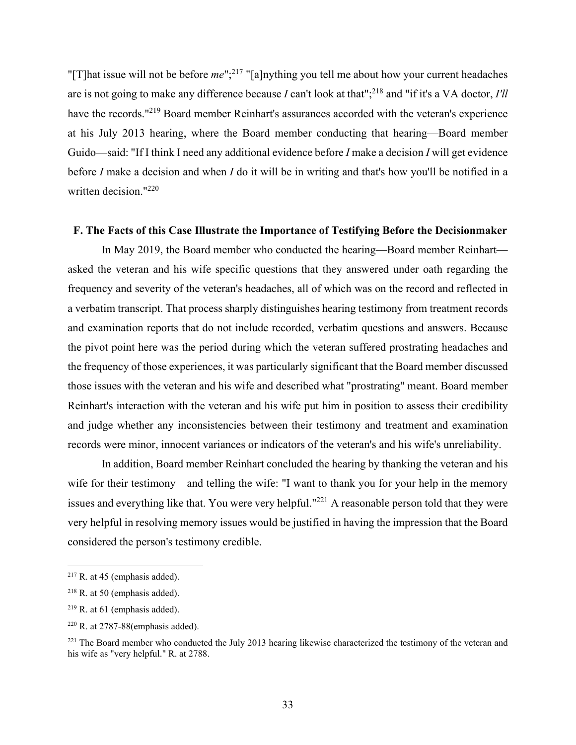"[T]hat issue will not be before *me*";[217] "[a]nything you tell me about how your current headaches are is not going to make any difference because *I* can't look at that";[218] and "if it's a VA doctor, *I'll* have the records."[219] Board member Reinhart's assurances accorded with the veteran's experience at his July 2013 hearing, where the Board member conducting that hearing—Board member Guido—said: "If I think I need any additional evidence before *I* make a decision *I* will get evidence before *I* make a decision and when *I* do it will be in writing and that's how you'll be notified in a written decision."[220]

### F. The Facts of this Case Illustrate the Importance of Testifying Before the Decisionmaker

In May 2019, the Board member who conducted the hearing—Board member Reinhart—asked the veteran and his wife specific questions that they answered under oath regarding the frequency and severity of the veteran's headaches, all of which was on the record and reflected in a verbatim transcript. That process sharply distinguishes hearing testimony from treatment records and examination reports that do not include recorded, verbatim questions and answers. Because the pivot point here was the period during which the veteran suffered prostrating headaches and the frequency of those experiences, it was particularly significant that the Board member discussed those issues with the veteran and his wife and described what "prostrating" meant. Board member Reinhart's interaction with the veteran and his wife put him in position to assess their credibility and judge whether any inconsistencies between their testimony and treatment and examination records were minor, innocent variances or indicators of the veteran's and his wife's unreliability.

In addition, Board member Reinhart concluded the hearing by thanking the veteran and his wife for their testimony—and telling the wife: "I want to thank you for your help in the memory issues and everything like that. You were very helpful."[221] A reasonable person told that they were very helpful in resolving memory issues would be justified in having the impression that the Board considered the person's testimony credible.

---

[217] R. at 45 (emphasis added).

[218] R. at 50 (emphasis added).

[219] R. at 61 (emphasis added).

[220] R. at 2787-88(emphasis added).

[221] The Board member who conducted the July 2013 hearing likewise characterized the testimony of the veteran and his wife as "very helpful." R. at 2788.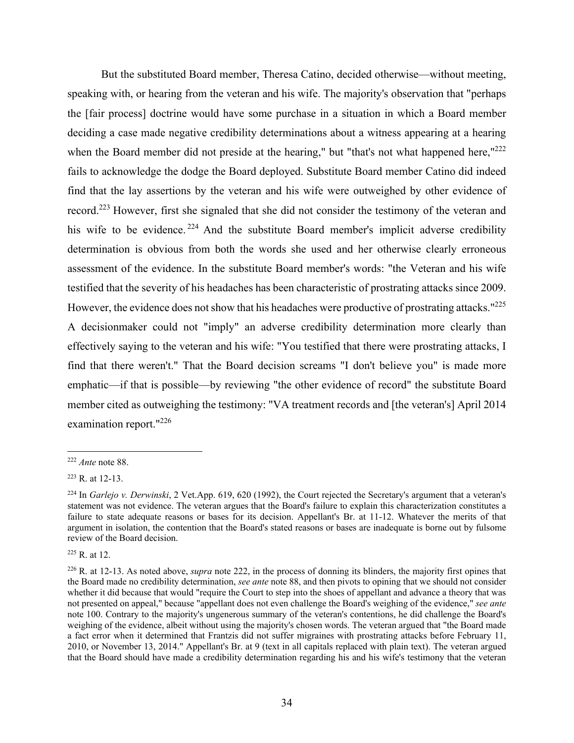But the substituted Board member, Theresa Catino, decided otherwise—without meeting, speaking with, or hearing from the veteran and his wife. The majority's observation that "perhaps the [fair process] doctrine would have some purchase in a situation in which a Board member deciding a case made negative credibility determinations about a witness appearing at a hearing when the Board member did not preside at the hearing," but "that's not what happened here,"[222] fails to acknowledge the dodge the Board deployed. Substitute Board member Catino did indeed find that the lay assertions by the veteran and his wife were outweighed by other evidence of record.[223] However, first she signaled that she did not consider the testimony of the veteran and his wife to be evidence.[224] And the substitute Board member's implicit adverse credibility determination is obvious from both the words she used and her otherwise clearly erroneous assessment of the evidence. In the substitute Board member's words: "the Veteran and his wife testified that the severity of his headaches has been characteristic of prostrating attacks since 2009. However, the evidence does not show that his headaches were productive of prostrating attacks."[225] A decisionmaker could not "imply" an adverse credibility determination more clearly than effectively saying to the veteran and his wife: "You testified that there were prostrating attacks, I find that there weren't." That the Board decision screams "I don't believe you" is made more emphatic—if that is possible—by reviewing "the other evidence of record" the substitute Board member cited as outweighing the testimony: "VA treatment records and [the veteran's] April 2014 examination report."[226]

---

[222] *Ante* note 88.

[223] R. at 12-13.

[224] In *Garlejo v. Derwinski*, 2 Vet.App. 619, 620 (1992), the Court rejected the Secretary's argument that a veteran's statement was not evidence. The veteran argues that the Board's failure to explain this characterization constitutes a failure to state adequate reasons or bases for its decision. Appellant's Br. at 11-12. Whatever the merits of that argument in isolation, the contention that the Board's stated reasons or bases are inadequate is borne out by fulsome review of the Board decision.

[225] R. at 12.

[226] R. at 12-13. As noted above, *supra* note 222, in the process of donning its blinders, the majority first opines that the Board made no credibility determination, *see ante* note 88, and then pivots to opining that we should not consider whether it did because that would "require the Court to step into the shoes of appellant and advance a theory that was not presented on appeal," because "appellant does not even challenge the Board's weighing of the evidence," *see ante* note 100. Contrary to the majority's ungenerous summary of the veteran's contentions, he did challenge the Board's weighing of the evidence, albeit without using the majority's chosen words. The veteran argued that "the Board made a fact error when it determined that Frantzis did not suffer migraines with prostrating attacks before February 11, 2010, or November 13, 2014." Appellant's Br. at 9 (text in all capitals replaced with plain text). The veteran argued that the Board should have made a credibility determination regarding his and his wife's testimony that the veteran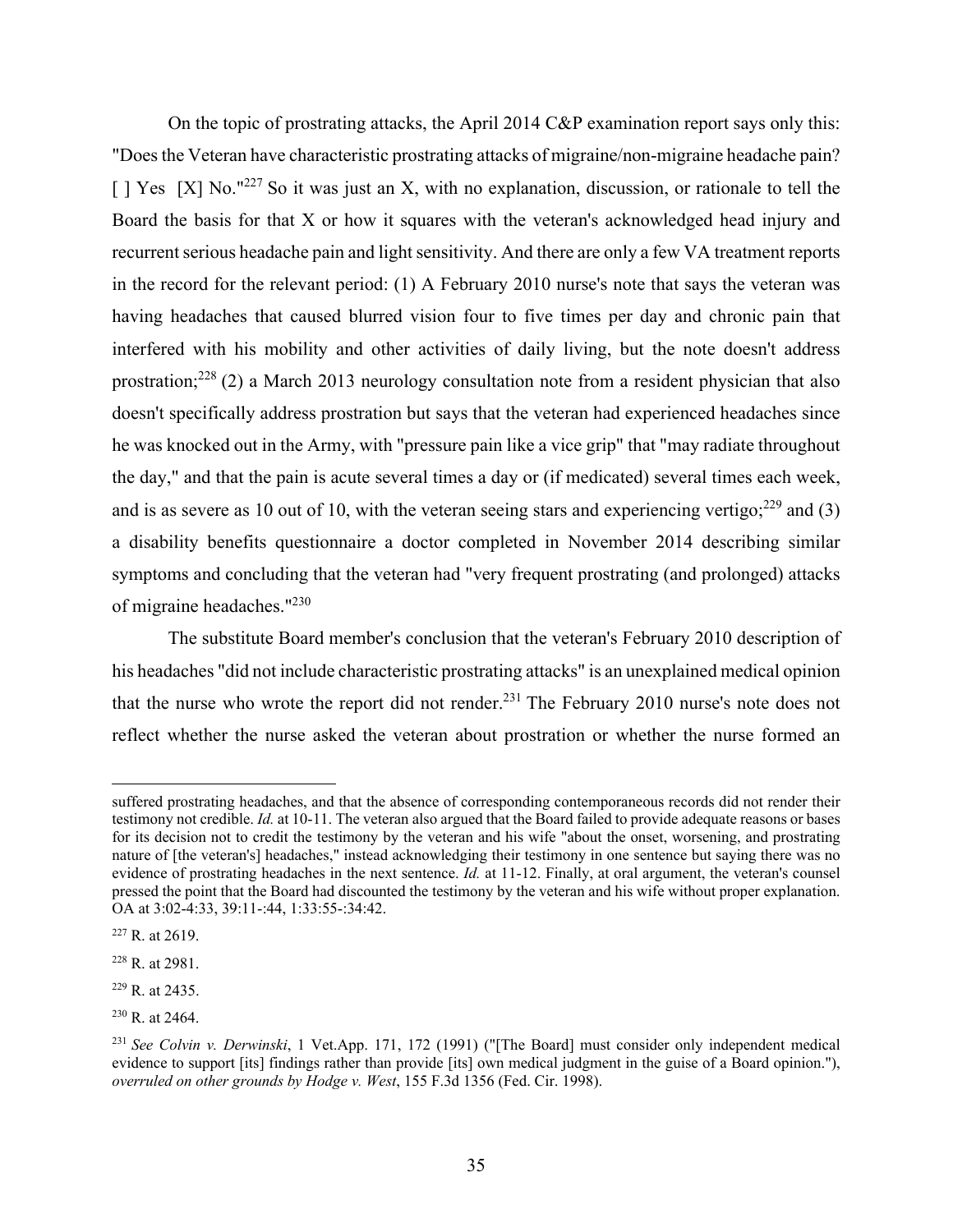On the topic of prostrating attacks, the April 2014 C&P examination report says only this: "Does the Veteran have characteristic prostrating attacks of migraine/non-migraine headache pain? [ ] Yes [X] No."[227] So it was just an X, with no explanation, discussion, or rationale to tell the Board the basis for that X or how it squares with the veteran's acknowledged head injury and recurrent serious headache pain and light sensitivity. And there are only a few VA treatment reports in the record for the relevant period: (1) A February 2010 nurse's note that says the veteran was having headaches that caused blurred vision four to five times per day and chronic pain that interfered with his mobility and other activities of daily living, but the note doesn't address prostration;[228] (2) a March 2013 neurology consultation note from a resident physician that also doesn't specifically address prostration but says that the veteran had experienced headaches since he was knocked out in the Army, with "pressure pain like a vice grip" that "may radiate throughout the day," and that the pain is acute several times a day or (if medicated) several times each week, and is as severe as 10 out of 10, with the veteran seeing stars and experiencing vertigo;[229] and (3) a disability benefits questionnaire a doctor completed in November 2014 describing similar symptoms and concluding that the veteran had "very frequent prostrating (and prolonged) attacks of migraine headaches."[230]

The substitute Board member's conclusion that the veteran's February 2010 description of his headaches "did not include characteristic prostrating attacks" is an unexplained medical opinion that the nurse who wrote the report did not render.[231] The February 2010 nurse's note does not reflect whether the nurse asked the veteran about prostration or whether the nurse formed an

---

suffered prostrating headaches, and that the absence of corresponding contemporaneous records did not render their testimony not credible. *Id.* at 10-11. The veteran also argued that the Board failed to provide adequate reasons or bases for its decision not to credit the testimony by the veteran and his wife "about the onset, worsening, and prostrating nature of [the veteran's] headaches," instead acknowledging their testimony in one sentence but saying there was no evidence of prostrating headaches in the next sentence. *Id.* at 11-12. Finally, at oral argument, the veteran's counsel pressed the point that the Board had discounted the testimony by the veteran and his wife without proper explanation. OA at 3:02-4:33, 39:11-:44, 1:33:55-:34:42.

[227] R. at 2619.

[228] R. at 2981.

[229] R. at 2435.

[230] R. at 2464.

[231] *See Colvin v. Derwinski*, 1 Vet.App. 171, 172 (1991) ("[The Board] must consider only independent medical evidence to support [its] findings rather than provide [its] own medical judgment in the guise of a Board opinion."), *overruled on other grounds by Hodge v. West*, 155 F.3d 1356 (Fed. Cir. 1998).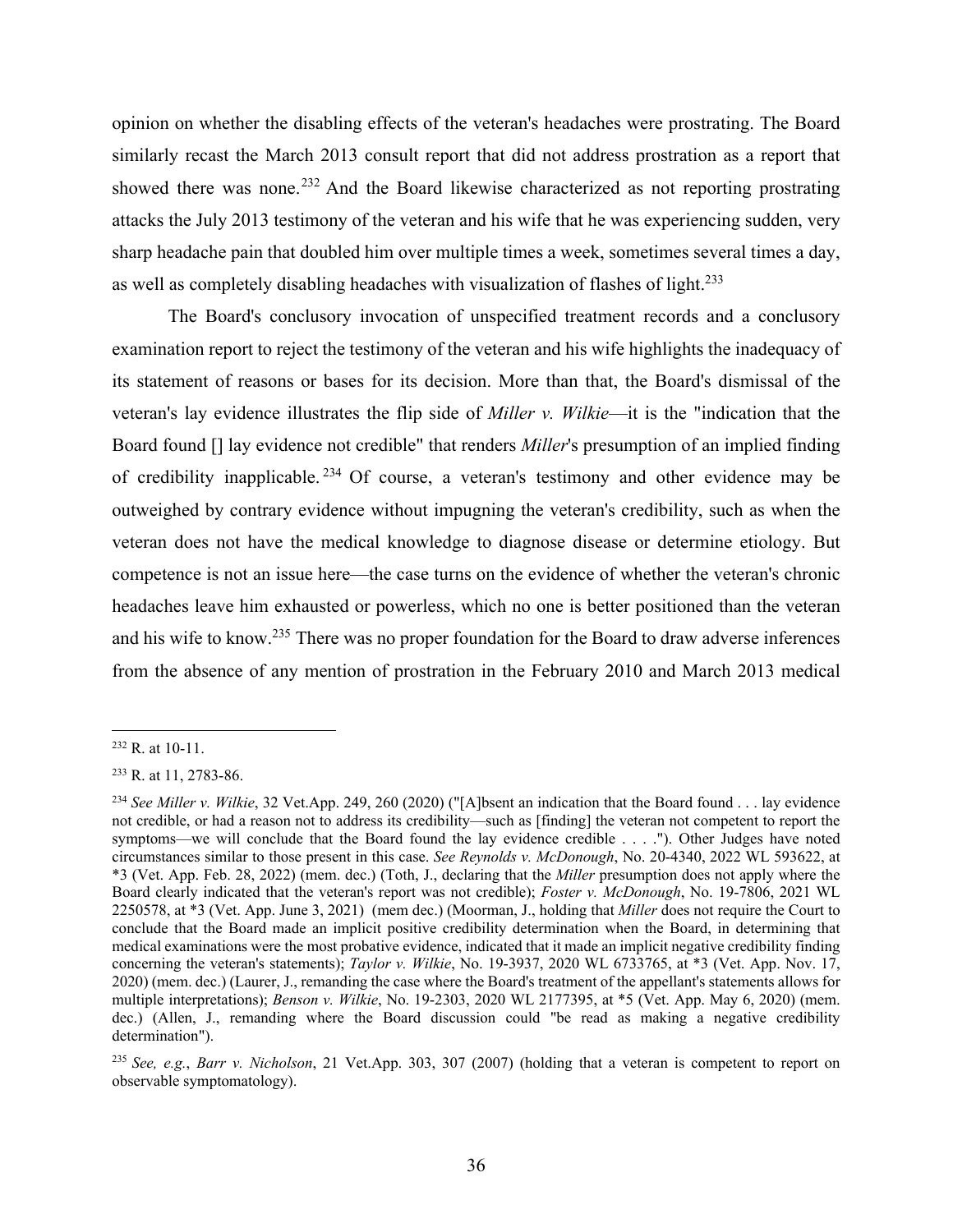opinion on whether the disabling effects of the veteran's headaches were prostrating. The Board similarly recast the March 2013 consult report that did not address prostration as a report that showed there was none.[232] And the Board likewise characterized as not reporting prostrating attacks the July 2013 testimony of the veteran and his wife that he was experiencing sudden, very sharp headache pain that doubled him over multiple times a week, sometimes several times a day, as well as completely disabling headaches with visualization of flashes of light.[233]

The Board's conclusory invocation of unspecified treatment records and a conclusory examination report to reject the testimony of the veteran and his wife highlights the inadequacy of its statement of reasons or bases for its decision. More than that, the Board's dismissal of the veteran's lay evidence illustrates the flip side of *Miller v. Wilkie*—it is the "indication that the Board found [] lay evidence not credible" that renders *Miller*'s presumption of an implied finding of credibility inapplicable.[234] Of course, a veteran's testimony and other evidence may be outweighed by contrary evidence without impugning the veteran's credibility, such as when the veteran does not have the medical knowledge to diagnose disease or determine etiology. But competence is not an issue here—the case turns on the evidence of whether the veteran's chronic headaches leave him exhausted or powerless, which no one is better positioned than the veteran and his wife to know.[235] There was no proper foundation for the Board to draw adverse inferences from the absence of any mention of prostration in the February 2010 and March 2013 medical

---

[232] R. at 10-11.

[233] R. at 11, 2783-86.

[234] *See Miller v. Wilkie*, 32 Vet.App. 249, 260 (2020) ("[A]bsent an indication that the Board found . . . lay evidence not credible, or had a reason not to address its credibility—such as [finding] the veteran not competent to report the symptoms—we will conclude that the Board found the lay evidence credible . . . ."). Other Judges have noted circumstances similar to those present in this case. *See Reynolds v. McDonough*, No. 20-4340, 2022 WL 593622, at \*3 (Vet. App. Feb. 28, 2022) (mem. dec.) (Toth, J., declaring that the *Miller* presumption does not apply where the Board clearly indicated that the veteran's report was not credible); *Foster v. McDonough*, No. 19-7806, 2021 WL 2250578, at \*3 (Vet. App. June 3, 2021) (mem dec.) (Moorman, J., holding that *Miller* does not require the Court to conclude that the Board made an implicit positive credibility determination when the Board, in determining that medical examinations were the most probative evidence, indicated that it made an implicit negative credibility finding concerning the veteran's statements); *Taylor v. Wilkie*, No. 19-3937, 2020 WL 6733765, at \*3 (Vet. App. Nov. 17, 2020) (mem. dec.) (Laurer, J., remanding the case where the Board's treatment of the appellant's statements allows for multiple interpretations); *Benson v. Wilkie*, No. 19-2303, 2020 WL 2177395, at \*5 (Vet. App. May 6, 2020) (mem. dec.) (Allen, J., remanding where the Board discussion could "be read as making a negative credibility determination").

[235] *See, e.g.*, *Barr v. Nicholson*, 21 Vet.App. 303, 307 (2007) (holding that a veteran is competent to report on observable symptomatology).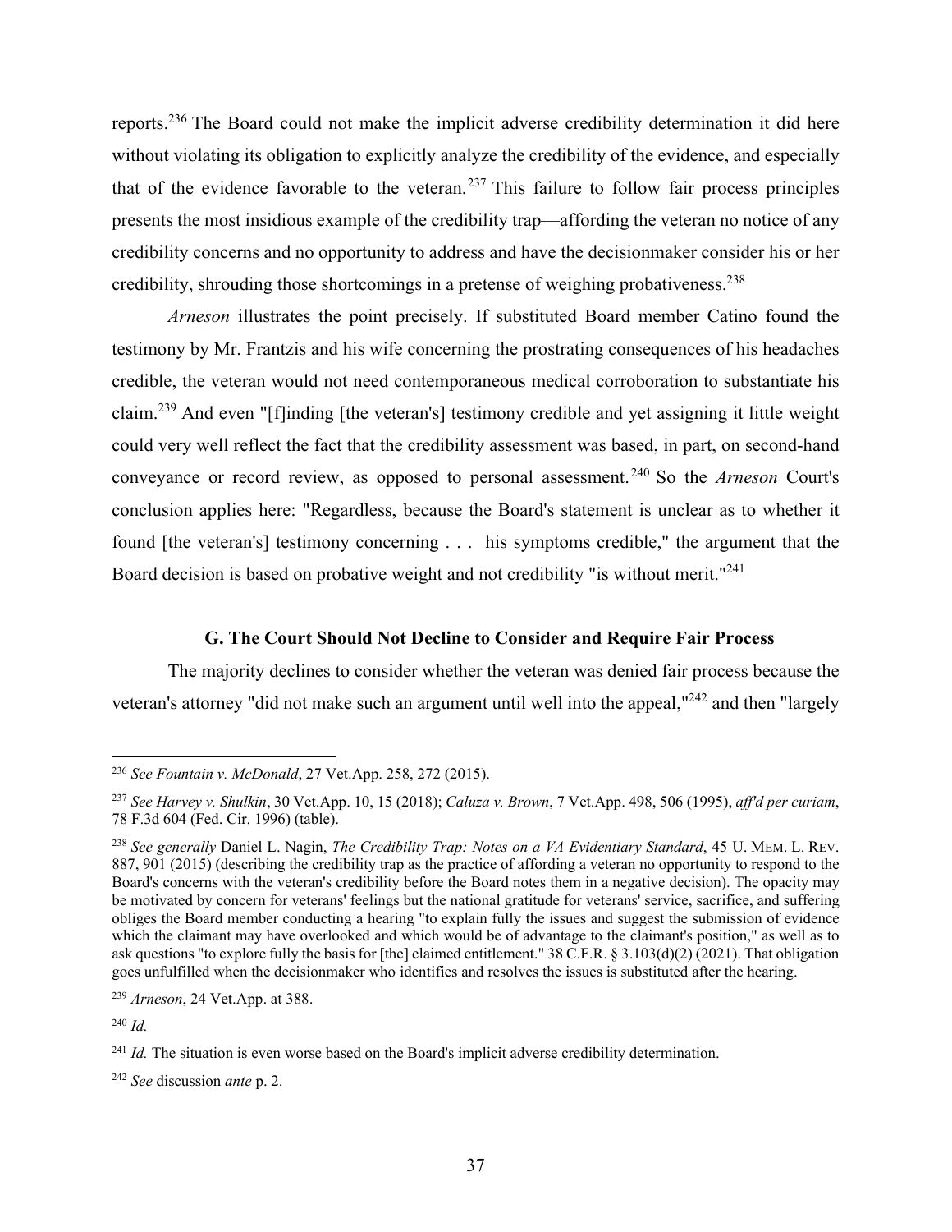reports.[236] The Board could not make the implicit adverse credibility determination it did here without violating its obligation to explicitly analyze the credibility of the evidence, and especially that of the evidence favorable to the veteran.[237] This failure to follow fair process principles presents the most insidious example of the credibility trap—affording the veteran no notice of any credibility concerns and no opportunity to address and have the decisionmaker consider his or her credibility, shrouding those shortcomings in a pretense of weighing probativeness.[238]

*Arneson* illustrates the point precisely. If substituted Board member Catino found the testimony by Mr. Frantzis and his wife concerning the prostrating consequences of his headaches credible, the veteran would not need contemporaneous medical corroboration to substantiate his claim.[239] And even "[f]inding [the veteran's] testimony credible and yet assigning it little weight could very well reflect the fact that the credibility assessment was based, in part, on second-hand conveyance or record review, as opposed to personal assessment.[240] So the *Arneson* Court's conclusion applies here: "Regardless, because the Board's statement is unclear as to whether it found [the veteran's] testimony concerning . . . his symptoms credible," the argument that the Board decision is based on probative weight and not credibility "is without merit."[241]

### G. The Court Should Not Decline to Consider and Require Fair Process

The majority declines to consider whether the veteran was denied fair process because the veteran's attorney "did not make such an argument until well into the appeal,"[242] and then "largely

---

[236] *See Fountain v. McDonald*, 27 Vet.App. 258, 272 (2015).

[237] *See Harvey v. Shulkin*, 30 Vet.App. 10, 15 (2018); *Caluza v. Brown*, 7 Vet.App. 498, 506 (1995), *aff'd per curiam*, 78 F.3d 604 (Fed. Cir. 1996) (table).

[238] *See generally* Daniel L. Nagin, *The Credibility Trap: Notes on a VA Evidentiary Standard*, 45 U. MEM. L. REV. 887, 901 (2015) (describing the credibility trap as the practice of affording a veteran no opportunity to respond to the Board's concerns with the veteran's credibility before the Board notes them in a negative decision). The opacity may be motivated by concern for veterans' feelings but the national gratitude for veterans' service, sacrifice, and suffering obliges the Board member conducting a hearing "to explain fully the issues and suggest the submission of evidence which the claimant may have overlooked and which would be of advantage to the claimant's position," as well as to ask questions "to explore fully the basis for [the] claimed entitlement." 38 C.F.R. § 3.103(d)(2) (2021). That obligation goes unfulfilled when the decisionmaker who identifies and resolves the issues is substituted after the hearing.

[239] *Arneson*, 24 Vet.App. at 388.

[240] *Id.*

[241] *Id.* The situation is even worse based on the Board's implicit adverse credibility determination.

[242] *See* discussion *ante* p. 2.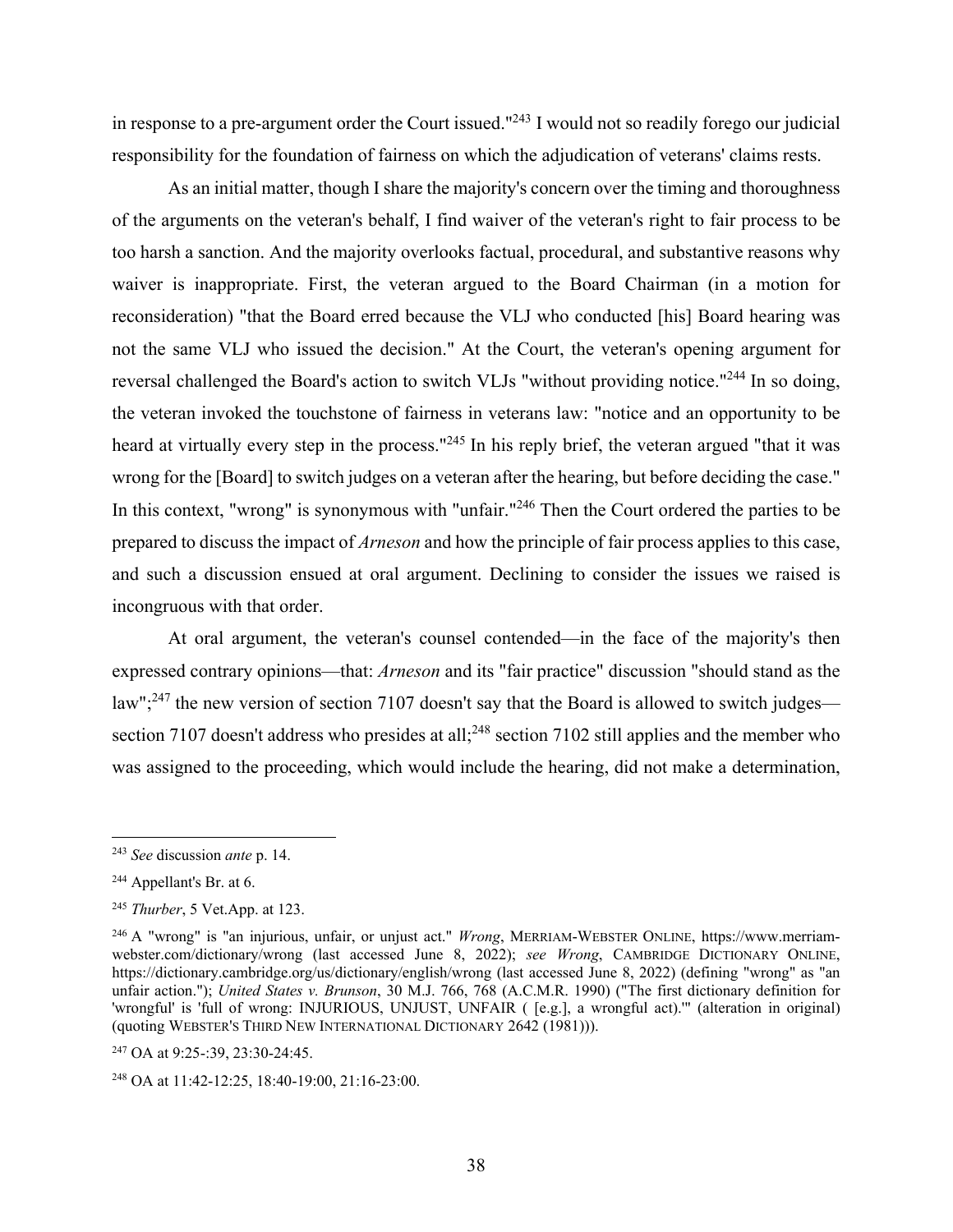in response to a pre-argument order the Court issued."[243] I would not so readily forego our judicial responsibility for the foundation of fairness on which the adjudication of veterans' claims rests.

As an initial matter, though I share the majority's concern over the timing and thoroughness of the arguments on the veteran's behalf, I find waiver of the veteran's right to fair process to be too harsh a sanction. And the majority overlooks factual, procedural, and substantive reasons why waiver is inappropriate. First, the veteran argued to the Board Chairman (in a motion for reconsideration) "that the Board erred because the VLJ who conducted [his] Board hearing was not the same VLJ who issued the decision." At the Court, the veteran's opening argument for reversal challenged the Board's action to switch VLJs "without providing notice."[244] In so doing, the veteran invoked the touchstone of fairness in veterans law: "notice and an opportunity to be heard at virtually every step in the process."[245] In his reply brief, the veteran argued "that it was wrong for the [Board] to switch judges on a veteran after the hearing, but before deciding the case." In this context, "wrong" is synonymous with "unfair."[246] Then the Court ordered the parties to be prepared to discuss the impact of *Arneson* and how the principle of fair process applies to this case, and such a discussion ensued at oral argument. Declining to consider the issues we raised is incongruous with that order.

At oral argument, the veteran's counsel contended—in the face of the majority's then expressed contrary opinions—that: *Arneson* and its "fair practice" discussion "should stand as the law";[247] the new version of section 7107 doesn't say that the Board is allowed to switch judges—section 7107 doesn't address who presides at all;[248] section 7102 still applies and the member who was assigned to the proceeding, which would include the hearing, did not make a determination,

---

[243] *See* discussion *ante* p. 14.

[244] Appellant's Br. at 6.

[245] *Thurber*, 5 Vet.App. at 123.

[246] A "wrong" is "an injurious, unfair, or unjust act." *Wrong*, MERRIAM-WEBSTER ONLINE, https://www.merriam-webster.com/dictionary/wrong (last accessed June 8, 2022); *see Wrong*, CAMBRIDGE DICTIONARY ONLINE, https://dictionary.cambridge.org/us/dictionary/english/wrong (last accessed June 8, 2022) (defining "wrong" as "an unfair action."); *United States v. Brunson*, 30 M.J. 766, 768 (A.C.M.R. 1990) ("The first dictionary definition for 'wrongful' is 'full of wrong: INJURIOUS, UNJUST, UNFAIR ( [e.g.], a wrongful act).'" (alteration in original) (quoting WEBSTER'S THIRD NEW INTERNATIONAL DICTIONARY 2642 (1981))).

[247] OA at 9:25-:39, 23:30-24:45.

[248] OA at 11:42-12:25, 18:40-19:00, 21:16-23:00.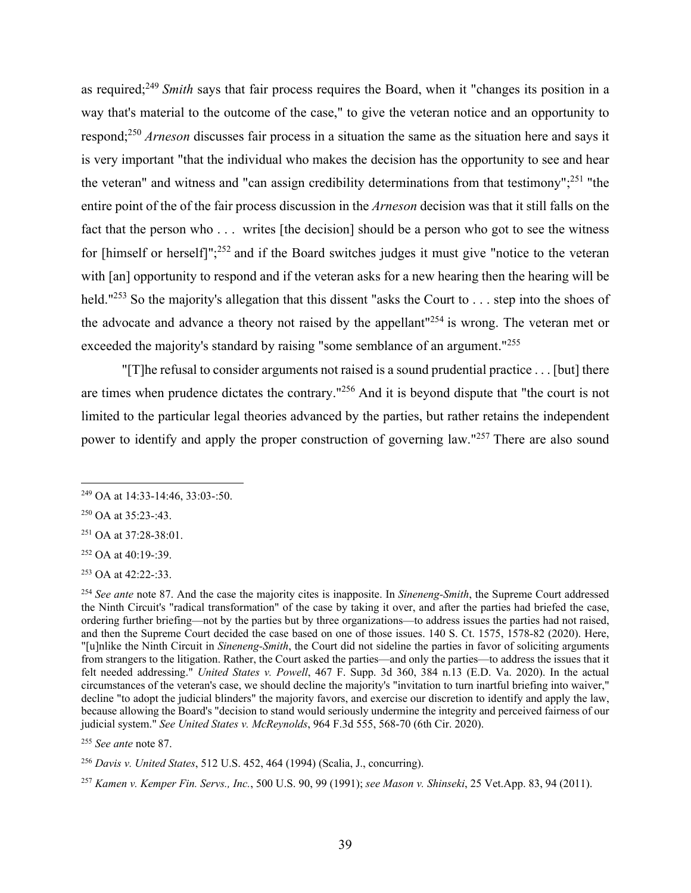as required;[249] *Smith* says that fair process requires the Board, when it "changes its position in a way that's material to the outcome of the case," to give the veteran notice and an opportunity to respond;[250] *Arneson* discusses fair process in a situation the same as the situation here and says it is very important "that the individual who makes the decision has the opportunity to see and hear the veteran" and witness and "can assign credibility determinations from that testimony";[251] "the entire point of the of the fair process discussion in the *Arneson* decision was that it still falls on the fact that the person who . . . writes [the decision] should be a person who got to see the witness for [himself or herself]";[252] and if the Board switches judges it must give "notice to the veteran with [an] opportunity to respond and if the veteran asks for a new hearing then the hearing will be held."[253] So the majority's allegation that this dissent "asks the Court to . . . step into the shoes of the advocate and advance a theory not raised by the appellant"[254] is wrong. The veteran met or exceeded the majority's standard by raising "some semblance of an argument."[255]

"[T]he refusal to consider arguments not raised is a sound prudential practice . . . [but] there are times when prudence dictates the contrary."[256] And it is beyond dispute that "the court is not limited to the particular legal theories advanced by the parties, but rather retains the independent power to identify and apply the proper construction of governing law."[257] There are also sound

---

[249] OA at 14:33-14:46, 33:03-:50.

[250] OA at 35:23-:43.

[251] OA at 37:28-38:01.

[252] OA at 40:19-:39.

[253] OA at 42:22-:33.

[254] *See ante* note 87. And the case the majority cites is inapposite. In *Sineneng-Smith*, the Supreme Court addressed the Ninth Circuit's "radical transformation" of the case by taking it over, and after the parties had briefed the case, ordering further briefing—not by the parties but by three organizations—to address issues the parties had not raised, and then the Supreme Court decided the case based on one of those issues. 140 S. Ct. 1575, 1578-82 (2020). Here, "[u]nlike the Ninth Circuit in *Sineneng-Smith*, the Court did not sideline the parties in favor of soliciting arguments from strangers to the litigation. Rather, the Court asked the parties—and only the parties—to address the issues that it felt needed addressing." *United States v. Powell*, 467 F. Supp. 3d 360, 384 n.13 (E.D. Va. 2020). In the actual circumstances of the veteran's case, we should decline the majority's "invitation to turn inartful briefing into waiver," decline "to adopt the judicial blinders" the majority favors, and exercise our discretion to identify and apply the law, because allowing the Board's "decision to stand would seriously undermine the integrity and perceived fairness of our judicial system." *See United States v. McReynolds*, 964 F.3d 555, 568-70 (6th Cir. 2020).

[255] *See ante* note 87.

[256] *Davis v. United States*, 512 U.S. 452, 464 (1994) (Scalia, J., concurring).

[257] *Kamen v. Kemper Fin. Servs., Inc.*, 500 U.S. 90, 99 (1991); *see Mason v. Shinseki*, 25 Vet.App. 83, 94 (2011).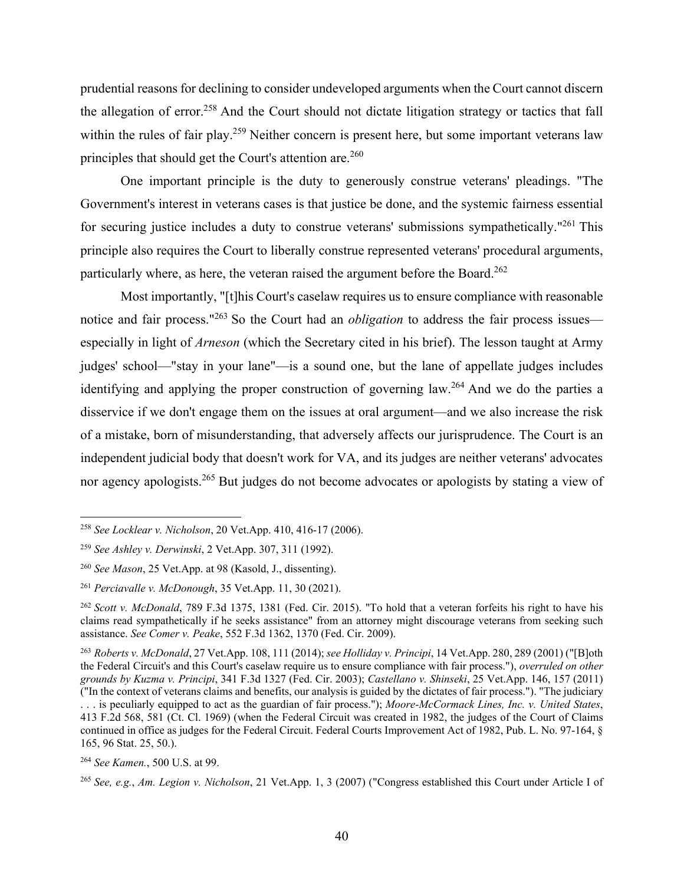prudential reasons for declining to consider undeveloped arguments when the Court cannot discern the allegation of error.[258] And the Court should not dictate litigation strategy or tactics that fall within the rules of fair play.[259] Neither concern is present here, but some important veterans law principles that should get the Court's attention are.[260]

One important principle is the duty to generously construe veterans' pleadings. "The Government's interest in veterans cases is that justice be done, and the systemic fairness essential for securing justice includes a duty to construe veterans' submissions sympathetically."[261] This principle also requires the Court to liberally construe represented veterans' procedural arguments, particularly where, as here, the veteran raised the argument before the Board.[262]

Most importantly, "[t]his Court's caselaw requires us to ensure compliance with reasonable notice and fair process."[263] So the Court had an *obligation* to address the fair process issues—especially in light of *Arneson* (which the Secretary cited in his brief). The lesson taught at Army judges' school—"stay in your lane"—is a sound one, but the lane of appellate judges includes identifying and applying the proper construction of governing law.[264] And we do the parties a disservice if we don't engage them on the issues at oral argument—and we also increase the risk of a mistake, born of misunderstanding, that adversely affects our jurisprudence. The Court is an independent judicial body that doesn't work for VA, and its judges are neither veterans' advocates nor agency apologists.[265] But judges do not become advocates or apologists by stating a view of

---

[258] *See Locklear v. Nicholson*, 20 Vet.App. 410, 416-17 (2006).

[259] *See Ashley v. Derwinski*, 2 Vet.App. 307, 311 (1992).

[260] *See Mason*, 25 Vet.App. at 98 (Kasold, J., dissenting).

[261] *Perciavalle v. McDonough*, 35 Vet.App. 11, 30 (2021).

[262] *Scott v. McDonald*, 789 F.3d 1375, 1381 (Fed. Cir. 2015). "To hold that a veteran forfeits his right to have his claims read sympathetically if he seeks assistance" from an attorney might discourage veterans from seeking such assistance. *See Comer v. Peake*, 552 F.3d 1362, 1370 (Fed. Cir. 2009).

[263] *Roberts v. McDonald*, 27 Vet.App. 108, 111 (2014); *see Holliday v. Principi*, 14 Vet.App. 280, 289 (2001) ("[B]oth the Federal Circuit's and this Court's caselaw require us to ensure compliance with fair process."), *overruled on other grounds by Kuzma v. Principi*, 341 F.3d 1327 (Fed. Cir. 2003); *Castellano v. Shinseki*, 25 Vet.App. 146, 157 (2011) ("In the context of veterans claims and benefits, our analysis is guided by the dictates of fair process."). "The judiciary . . . is peculiarly equipped to act as the guardian of fair process."); *Moore-McCormack Lines, Inc. v. United States*, 413 F.2d 568, 581 (Ct. Cl. 1969) (when the Federal Circuit was created in 1982, the judges of the Court of Claims continued in office as judges for the Federal Circuit. Federal Courts Improvement Act of 1982, Pub. L. No. 97-164, § 165, 96 Stat. 25, 50.).

[264] *See Kamen.*, 500 U.S. at 99.

[265] *See, e.g.*, *Am. Legion v. Nicholson*, 21 Vet.App. 1, 3 (2007) ("Congress established this Court under Article I of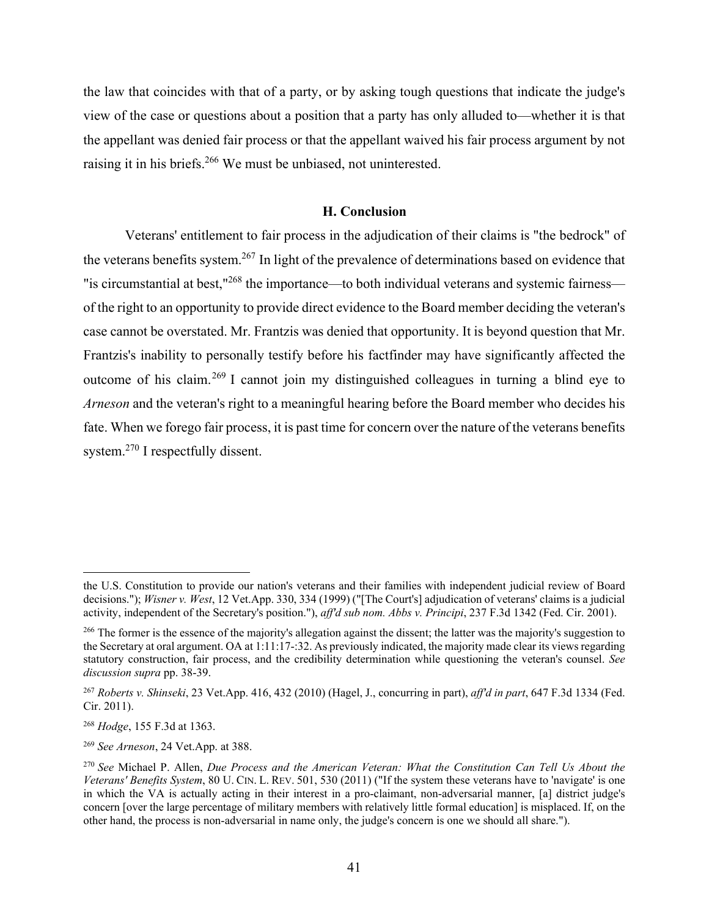the law that coincides with that of a party, or by asking tough questions that indicate the judge's view of the case or questions about a position that a party has only alluded to—whether it is that the appellant was denied fair process or that the appellant waived his fair process argument by not raising it in his briefs.[266] We must be unbiased, not uninterested.

### H. Conclusion

Veterans' entitlement to fair process in the adjudication of their claims is "the bedrock" of the veterans benefits system.[267] In light of the prevalence of determinations based on evidence that "is circumstantial at best,"[268] the importance—to both individual veterans and systemic fairness—of the right to an opportunity to provide direct evidence to the Board member deciding the veteran's case cannot be overstated. Mr. Frantzis was denied that opportunity. It is beyond question that Mr. Frantzis's inability to personally testify before his factfinder may have significantly affected the outcome of his claim.[269] I cannot join my distinguished colleagues in turning a blind eye to *Arneson* and the veteran's right to a meaningful hearing before the Board member who decides his fate. When we forego fair process, it is past time for concern over the nature of the veterans benefits system.[270] I respectfully dissent.

---

the U.S. Constitution to provide our nation's veterans and their families with independent judicial review of Board decisions."); *Wisner v. West*, 12 Vet.App. 330, 334 (1999) ("[The Court's] adjudication of veterans' claims is a judicial activity, independent of the Secretary's position."), *aff'd sub nom. Abbs v. Principi*, 237 F.3d 1342 (Fed. Cir. 2001).

[266] The former is the essence of the majority's allegation against the dissent; the latter was the majority's suggestion to the Secretary at oral argument. OA at 1:11:17-:32. As previously indicated, the majority made clear its views regarding statutory construction, fair process, and the credibility determination while questioning the veteran's counsel. *See discussion supra* pp. 38-39.

[267] *Roberts v. Shinseki*, 23 Vet.App. 416, 432 (2010) (Hagel, J., concurring in part), *aff'd in part*, 647 F.3d 1334 (Fed. Cir. 2011).

[268] *Hodge*, 155 F.3d at 1363.

[269] *See Arneson*, 24 Vet.App. at 388.

[270] *See* Michael P. Allen, *Due Process and the American Veteran: What the Constitution Can Tell Us About the Veterans' Benefits System*, 80 U. CIN. L. REV. 501, 530 (2011) ("If the system these veterans have to 'navigate' is one in which the VA is actually acting in their interest in a pro-claimant, non-adversarial manner, [a] district judge's concern [over the large percentage of military members with relatively little formal education] is misplaced. If, on the other hand, the process is non-adversarial in name only, the judge's concern is one we should all share.").